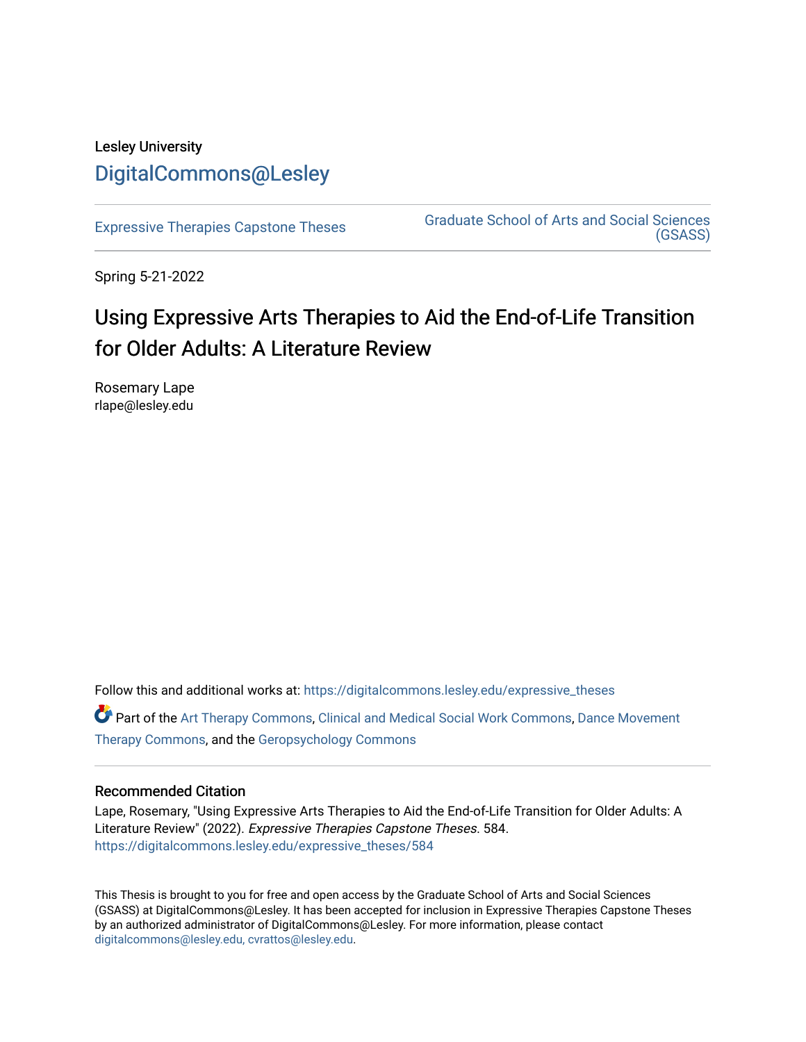Lesley University

DigitalCommons@Lesley

Expressive Therapies Capstone Theses

Graduate School of Arts and Social Sciences (GSASS)

Spring 5-21-2022

# Using Expressive Arts Therapies to Aid the End-of-Life Transition for Older Adults: A Literature Review

Rosemary Lape
rlape@lesley.edu

Follow this and additional works at: https://digitalcommons.lesley.edu/expressive_theses

Part of the Art Therapy Commons, Clinical and Medical Social Work Commons, Dance Movement Therapy Commons, and the Geropsychology Commons

## Recommended Citation

Lape, Rosemary, "Using Expressive Arts Therapies to Aid the End-of-Life Transition for Older Adults: A Literature Review" (2022). *Expressive Therapies Capstone Theses*. 584.
https://digitalcommons.lesley.edu/expressive_theses/584

This Thesis is brought to you for free and open access by the Graduate School of Arts and Social Sciences (GSASS) at DigitalCommons@Lesley. It has been accepted for inclusion in Expressive Therapies Capstone Theses by an authorized administrator of DigitalCommons@Lesley. For more information, please contact digitalcommons@lesley.edu, cvrattos@lesley.edu.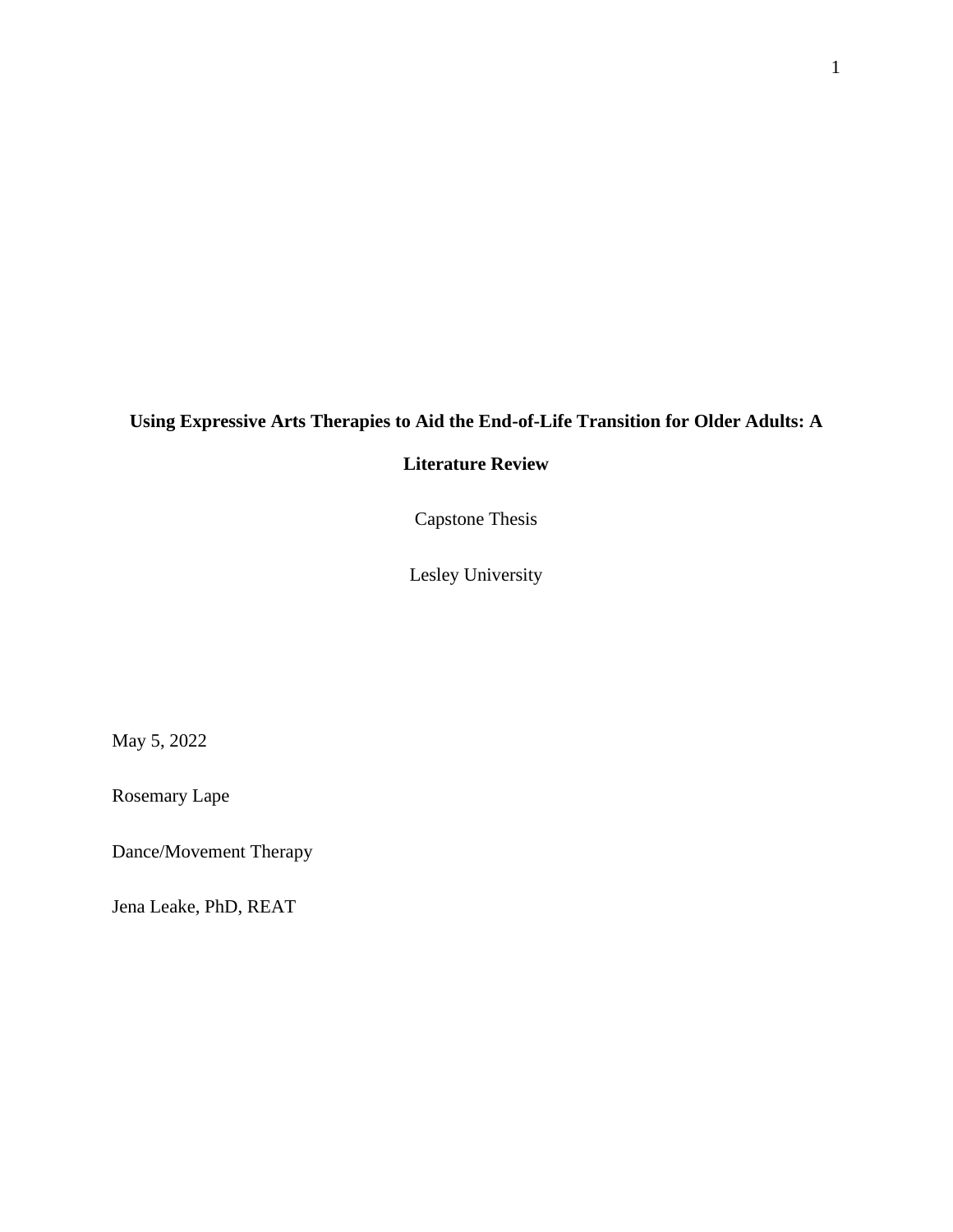**Using Expressive Arts Therapies to Aid the End-of-Life Transition for Older Adults: A Literature Review**

Capstone Thesis

Lesley University

May 5, 2022

Rosemary Lape

Dance/Movement Therapy

Jena Leake, PhD, REAT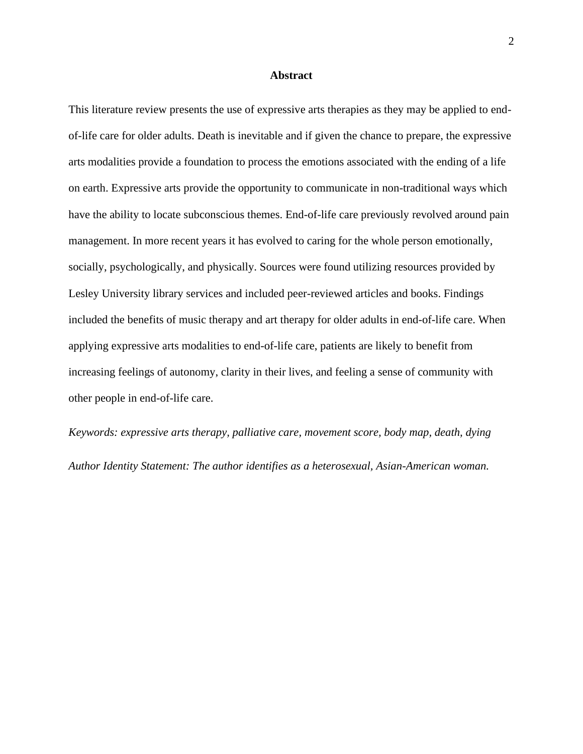## Abstract

This literature review presents the use of expressive arts therapies as they may be applied to end-of-life care for older adults. Death is inevitable and if given the chance to prepare, the expressive arts modalities provide a foundation to process the emotions associated with the ending of a life on earth. Expressive arts provide the opportunity to communicate in non-traditional ways which have the ability to locate subconscious themes. End-of-life care previously revolved around pain management. In more recent years it has evolved to caring for the whole person emotionally, socially, psychologically, and physically. Sources were found utilizing resources provided by Lesley University library services and included peer-reviewed articles and books. Findings included the benefits of music therapy and art therapy for older adults in end-of-life care. When applying expressive arts modalities to end-of-life care, patients are likely to benefit from increasing feelings of autonomy, clarity in their lives, and feeling a sense of community with other people in end-of-life care.

*Keywords: expressive arts therapy, palliative care, movement score, body map, death, dying*

*Author Identity Statement: The author identifies as a heterosexual, Asian-American woman.*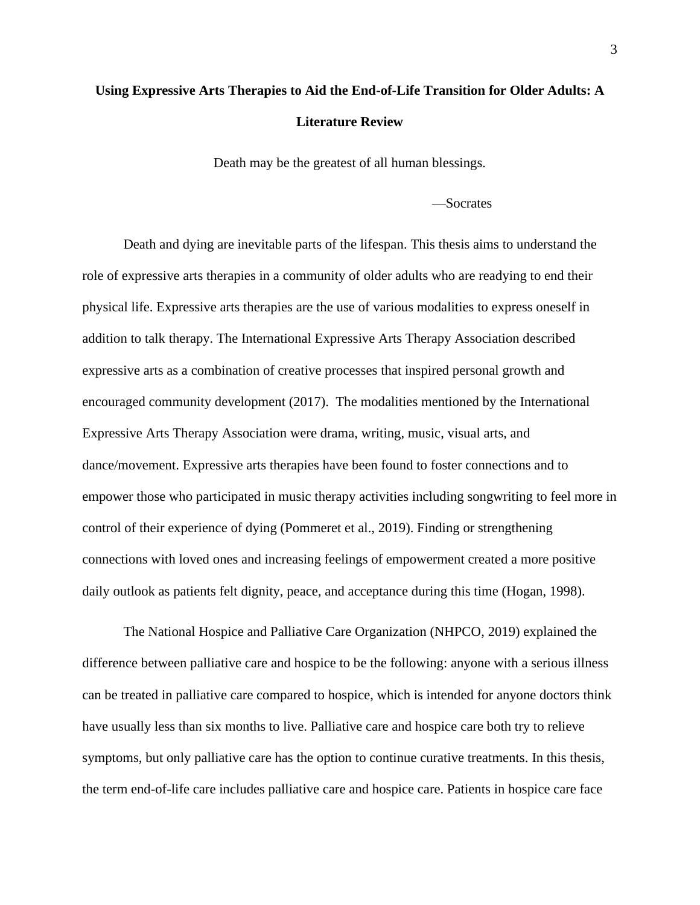# Using Expressive Arts Therapies to Aid the End-of-Life Transition for Older Adults: A Literature Review

Death may be the greatest of all human blessings.

—Socrates

Death and dying are inevitable parts of the lifespan. This thesis aims to understand the role of expressive arts therapies in a community of older adults who are readying to end their physical life. Expressive arts therapies are the use of various modalities to express oneself in addition to talk therapy. The International Expressive Arts Therapy Association described expressive arts as a combination of creative processes that inspired personal growth and encouraged community development (2017). The modalities mentioned by the International Expressive Arts Therapy Association were drama, writing, music, visual arts, and dance/movement. Expressive arts therapies have been found to foster connections and to empower those who participated in music therapy activities including songwriting to feel more in control of their experience of dying (Pommeret et al., 2019). Finding or strengthening connections with loved ones and increasing feelings of empowerment created a more positive daily outlook as patients felt dignity, peace, and acceptance during this time (Hogan, 1998).

The National Hospice and Palliative Care Organization (NHPCO, 2019) explained the difference between palliative care and hospice to be the following: anyone with a serious illness can be treated in palliative care compared to hospice, which is intended for anyone doctors think have usually less than six months to live. Palliative care and hospice care both try to relieve symptoms, but only palliative care has the option to continue curative treatments. In this thesis, the term end-of-life care includes palliative care and hospice care. Patients in hospice care face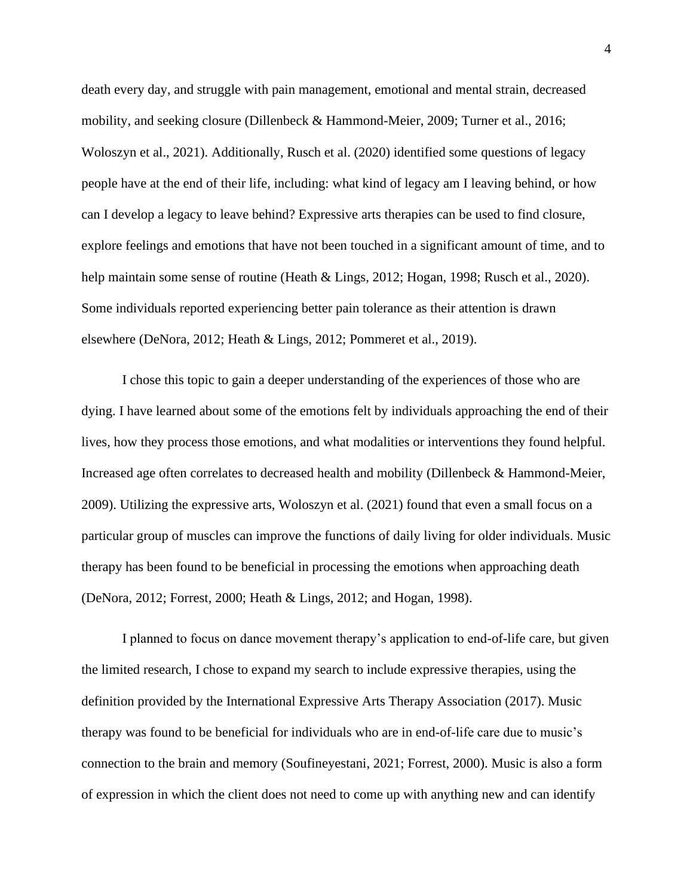death every day, and struggle with pain management, emotional and mental strain, decreased mobility, and seeking closure (Dillenbeck & Hammond-Meier, 2009; Turner et al., 2016; Woloszyn et al., 2021). Additionally, Rusch et al. (2020) identified some questions of legacy people have at the end of their life, including: what kind of legacy am I leaving behind, or how can I develop a legacy to leave behind? Expressive arts therapies can be used to find closure, explore feelings and emotions that have not been touched in a significant amount of time, and to help maintain some sense of routine (Heath & Lings, 2012; Hogan, 1998; Rusch et al., 2020). Some individuals reported experiencing better pain tolerance as their attention is drawn elsewhere (DeNora, 2012; Heath & Lings, 2012; Pommeret et al., 2019).

I chose this topic to gain a deeper understanding of the experiences of those who are dying. I have learned about some of the emotions felt by individuals approaching the end of their lives, how they process those emotions, and what modalities or interventions they found helpful. Increased age often correlates to decreased health and mobility (Dillenbeck & Hammond-Meier, 2009). Utilizing the expressive arts, Woloszyn et al. (2021) found that even a small focus on a particular group of muscles can improve the functions of daily living for older individuals. Music therapy has been found to be beneficial in processing the emotions when approaching death (DeNora, 2012; Forrest, 2000; Heath & Lings, 2012; and Hogan, 1998).

I planned to focus on dance movement therapy's application to end-of-life care, but given the limited research, I chose to expand my search to include expressive therapies, using the definition provided by the International Expressive Arts Therapy Association (2017). Music therapy was found to be beneficial for individuals who are in end-of-life care due to music's connection to the brain and memory (Soufineyestani, 2021; Forrest, 2000). Music is also a form of expression in which the client does not need to come up with anything new and can identify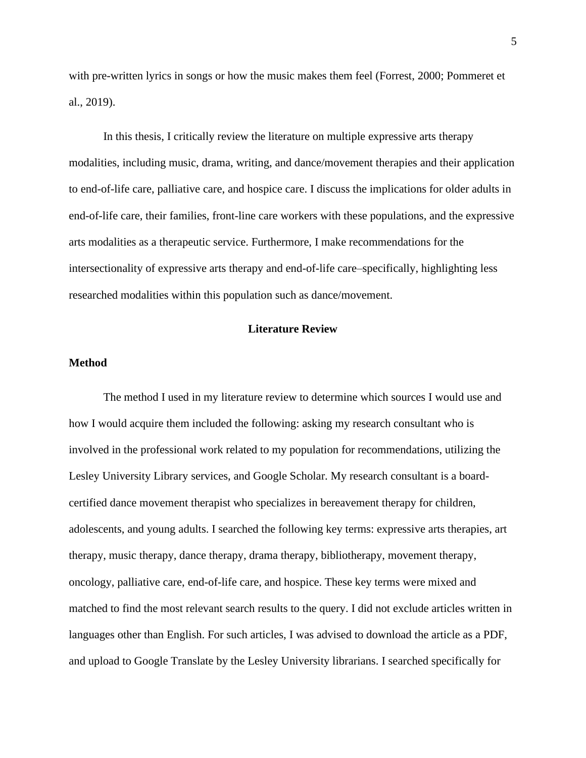with pre-written lyrics in songs or how the music makes them feel (Forrest, 2000; Pommeret et al., 2019).

In this thesis, I critically review the literature on multiple expressive arts therapy modalities, including music, drama, writing, and dance/movement therapies and their application to end-of-life care, palliative care, and hospice care. I discuss the implications for older adults in end-of-life care, their families, front-line care workers with these populations, and the expressive arts modalities as a therapeutic service. Furthermore, I make recommendations for the intersectionality of expressive arts therapy and end-of-life care–specifically, highlighting less researched modalities within this population such as dance/movement.

## Literature Review

### Method

The method I used in my literature review to determine which sources I would use and how I would acquire them included the following: asking my research consultant who is involved in the professional work related to my population for recommendations, utilizing the Lesley University Library services, and Google Scholar. My research consultant is a board-certified dance movement therapist who specializes in bereavement therapy for children, adolescents, and young adults. I searched the following key terms: expressive arts therapies, art therapy, music therapy, dance therapy, drama therapy, bibliotherapy, movement therapy, oncology, palliative care, end-of-life care, and hospice. These key terms were mixed and matched to find the most relevant search results to the query. I did not exclude articles written in languages other than English. For such articles, I was advised to download the article as a PDF, and upload to Google Translate by the Lesley University librarians. I searched specifically for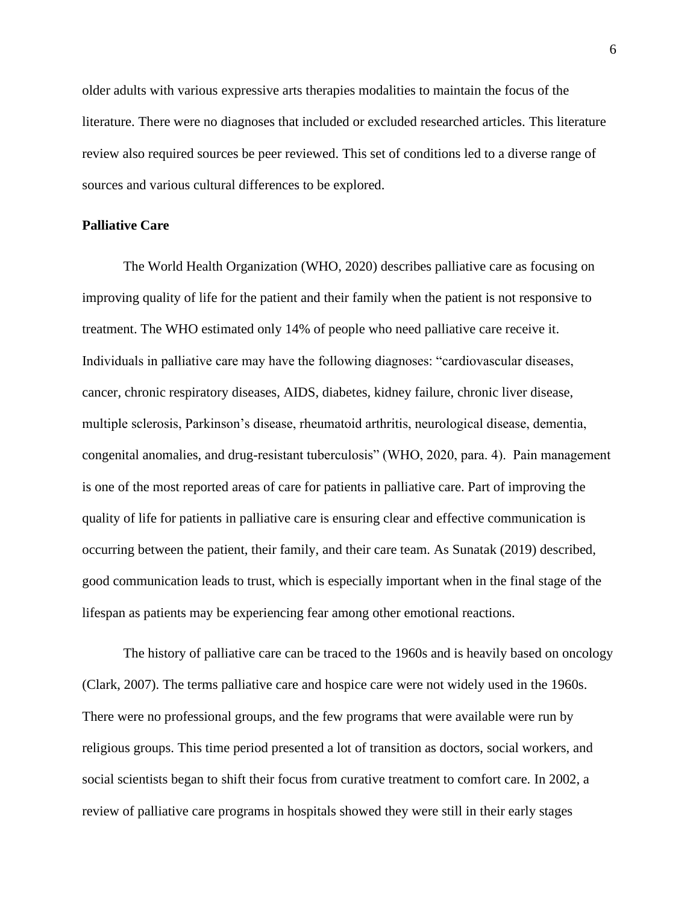older adults with various expressive arts therapies modalities to maintain the focus of the literature. There were no diagnoses that included or excluded researched articles. This literature review also required sources be peer reviewed. This set of conditions led to a diverse range of sources and various cultural differences to be explored.

**Palliative Care**

The World Health Organization (WHO, 2020) describes palliative care as focusing on improving quality of life for the patient and their family when the patient is not responsive to treatment. The WHO estimated only 14% of people who need palliative care receive it. Individuals in palliative care may have the following diagnoses: "cardiovascular diseases, cancer, chronic respiratory diseases, AIDS, diabetes, kidney failure, chronic liver disease, multiple sclerosis, Parkinson's disease, rheumatoid arthritis, neurological disease, dementia, congenital anomalies, and drug-resistant tuberculosis" (WHO, 2020, para. 4). Pain management is one of the most reported areas of care for patients in palliative care. Part of improving the quality of life for patients in palliative care is ensuring clear and effective communication is occurring between the patient, their family, and their care team. As Sunatak (2019) described, good communication leads to trust, which is especially important when in the final stage of the lifespan as patients may be experiencing fear among other emotional reactions.

The history of palliative care can be traced to the 1960s and is heavily based on oncology (Clark, 2007). The terms palliative care and hospice care were not widely used in the 1960s. There were no professional groups, and the few programs that were available were run by religious groups. This time period presented a lot of transition as doctors, social workers, and social scientists began to shift their focus from curative treatment to comfort care. In 2002, a review of palliative care programs in hospitals showed they were still in their early stages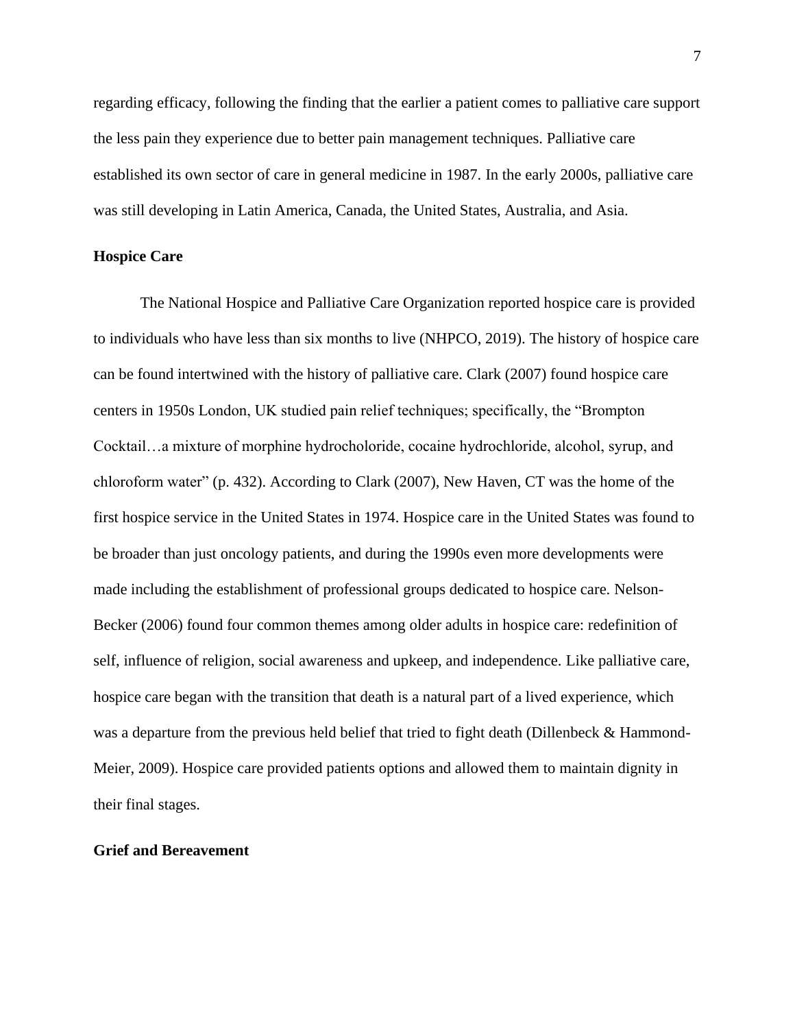regarding efficacy, following the finding that the earlier a patient comes to palliative care support the less pain they experience due to better pain management techniques. Palliative care established its own sector of care in general medicine in 1987. In the early 2000s, palliative care was still developing in Latin America, Canada, the United States, Australia, and Asia.

## Hospice Care

The National Hospice and Palliative Care Organization reported hospice care is provided to individuals who have less than six months to live (NHPCO, 2019). The history of hospice care can be found intertwined with the history of palliative care. Clark (2007) found hospice care centers in 1950s London, UK studied pain relief techniques; specifically, the "Brompton Cocktail…a mixture of morphine hydrocholoride, cocaine hydrochloride, alcohol, syrup, and chloroform water" (p. 432). According to Clark (2007), New Haven, CT was the home of the first hospice service in the United States in 1974. Hospice care in the United States was found to be broader than just oncology patients, and during the 1990s even more developments were made including the establishment of professional groups dedicated to hospice care. Nelson-Becker (2006) found four common themes among older adults in hospice care: redefinition of self, influence of religion, social awareness and upkeep, and independence. Like palliative care, hospice care began with the transition that death is a natural part of a lived experience, which was a departure from the previous held belief that tried to fight death (Dillenbeck & Hammond-Meier, 2009). Hospice care provided patients options and allowed them to maintain dignity in their final stages.

## Grief and Bereavement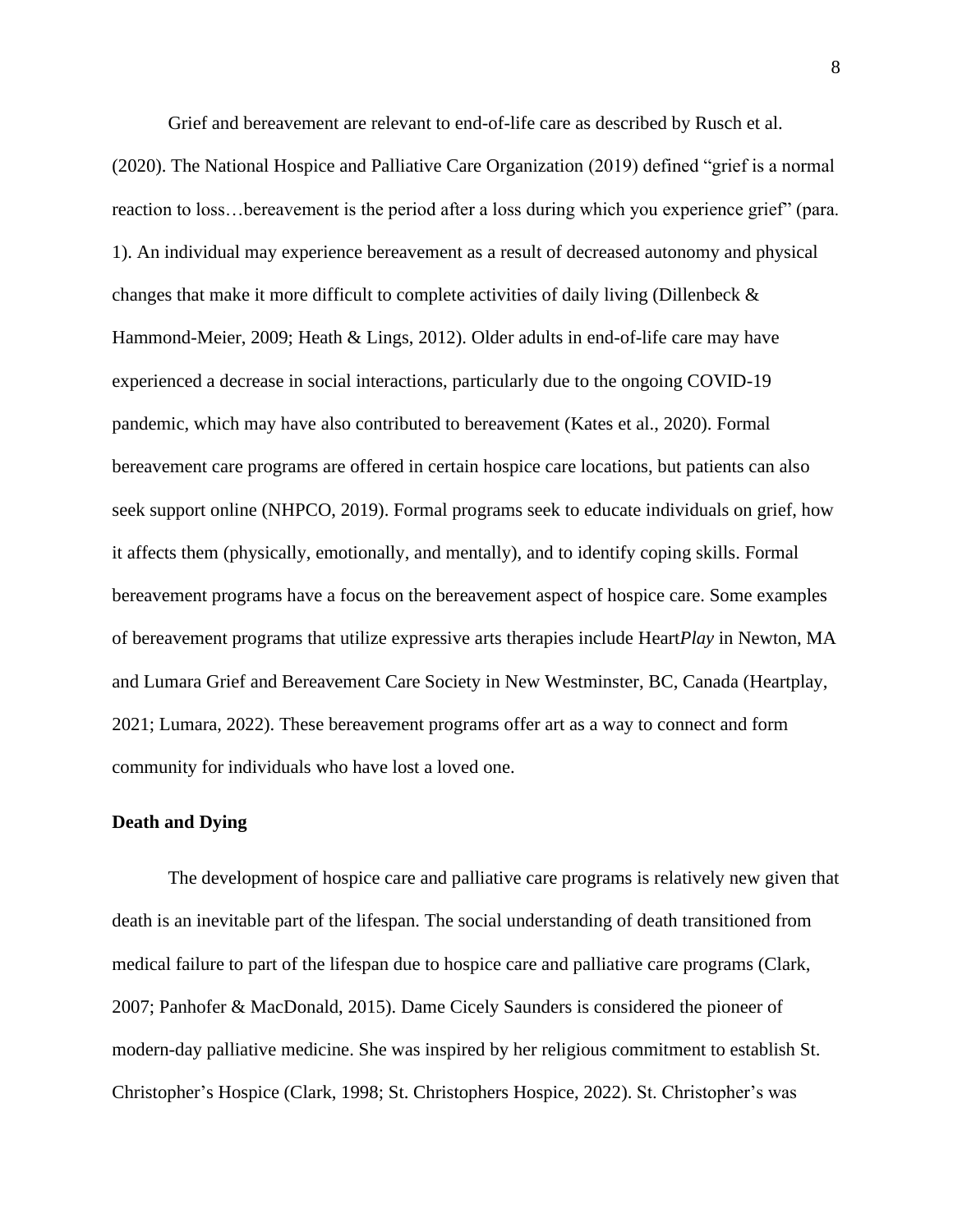Grief and bereavement are relevant to end-of-life care as described by Rusch et al. (2020). The National Hospice and Palliative Care Organization (2019) defined "grief is a normal reaction to loss…bereavement is the period after a loss during which you experience grief" (para. 1). An individual may experience bereavement as a result of decreased autonomy and physical changes that make it more difficult to complete activities of daily living (Dillenbeck & Hammond-Meier, 2009; Heath & Lings, 2012). Older adults in end-of-life care may have experienced a decrease in social interactions, particularly due to the ongoing COVID-19 pandemic, which may have also contributed to bereavement (Kates et al., 2020). Formal bereavement care programs are offered in certain hospice care locations, but patients can also seek support online (NHPCO, 2019). Formal programs seek to educate individuals on grief, how it affects them (physically, emotionally, and mentally), and to identify coping skills. Formal bereavement programs have a focus on the bereavement aspect of hospice care. Some examples of bereavement programs that utilize expressive arts therapies include Heart*Play* in Newton, MA and Lumara Grief and Bereavement Care Society in New Westminster, BC, Canada (Heartplay, 2021; Lumara, 2022). These bereavement programs offer art as a way to connect and form community for individuals who have lost a loved one.

**Death and Dying**

The development of hospice care and palliative care programs is relatively new given that death is an inevitable part of the lifespan. The social understanding of death transitioned from medical failure to part of the lifespan due to hospice care and palliative care programs (Clark, 2007; Panhofer & MacDonald, 2015). Dame Cicely Saunders is considered the pioneer of modern-day palliative medicine. She was inspired by her religious commitment to establish St. Christopher's Hospice (Clark, 1998; St. Christophers Hospice, 2022). St. Christopher's was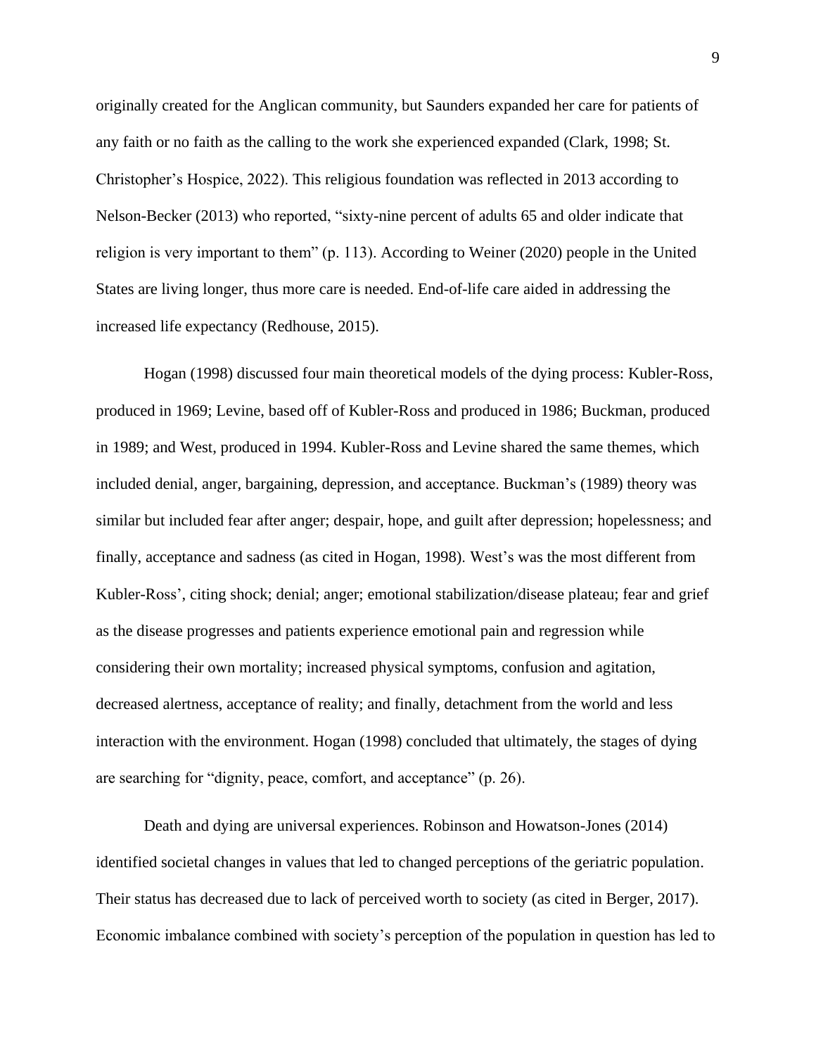originally created for the Anglican community, but Saunders expanded her care for patients of any faith or no faith as the calling to the work she experienced expanded (Clark, 1998; St. Christopher's Hospice, 2022). This religious foundation was reflected in 2013 according to Nelson-Becker (2013) who reported, "sixty-nine percent of adults 65 and older indicate that religion is very important to them" (p. 113). According to Weiner (2020) people in the United States are living longer, thus more care is needed. End-of-life care aided in addressing the increased life expectancy (Redhouse, 2015).

Hogan (1998) discussed four main theoretical models of the dying process: Kubler-Ross, produced in 1969; Levine, based off of Kubler-Ross and produced in 1986; Buckman, produced in 1989; and West, produced in 1994. Kubler-Ross and Levine shared the same themes, which included denial, anger, bargaining, depression, and acceptance. Buckman's (1989) theory was similar but included fear after anger; despair, hope, and guilt after depression; hopelessness; and finally, acceptance and sadness (as cited in Hogan, 1998). West's was the most different from Kubler-Ross', citing shock; denial; anger; emotional stabilization/disease plateau; fear and grief as the disease progresses and patients experience emotional pain and regression while considering their own mortality; increased physical symptoms, confusion and agitation, decreased alertness, acceptance of reality; and finally, detachment from the world and less interaction with the environment. Hogan (1998) concluded that ultimately, the stages of dying are searching for "dignity, peace, comfort, and acceptance" (p. 26).

Death and dying are universal experiences. Robinson and Howatson-Jones (2014) identified societal changes in values that led to changed perceptions of the geriatric population. Their status has decreased due to lack of perceived worth to society (as cited in Berger, 2017). Economic imbalance combined with society's perception of the population in question has led to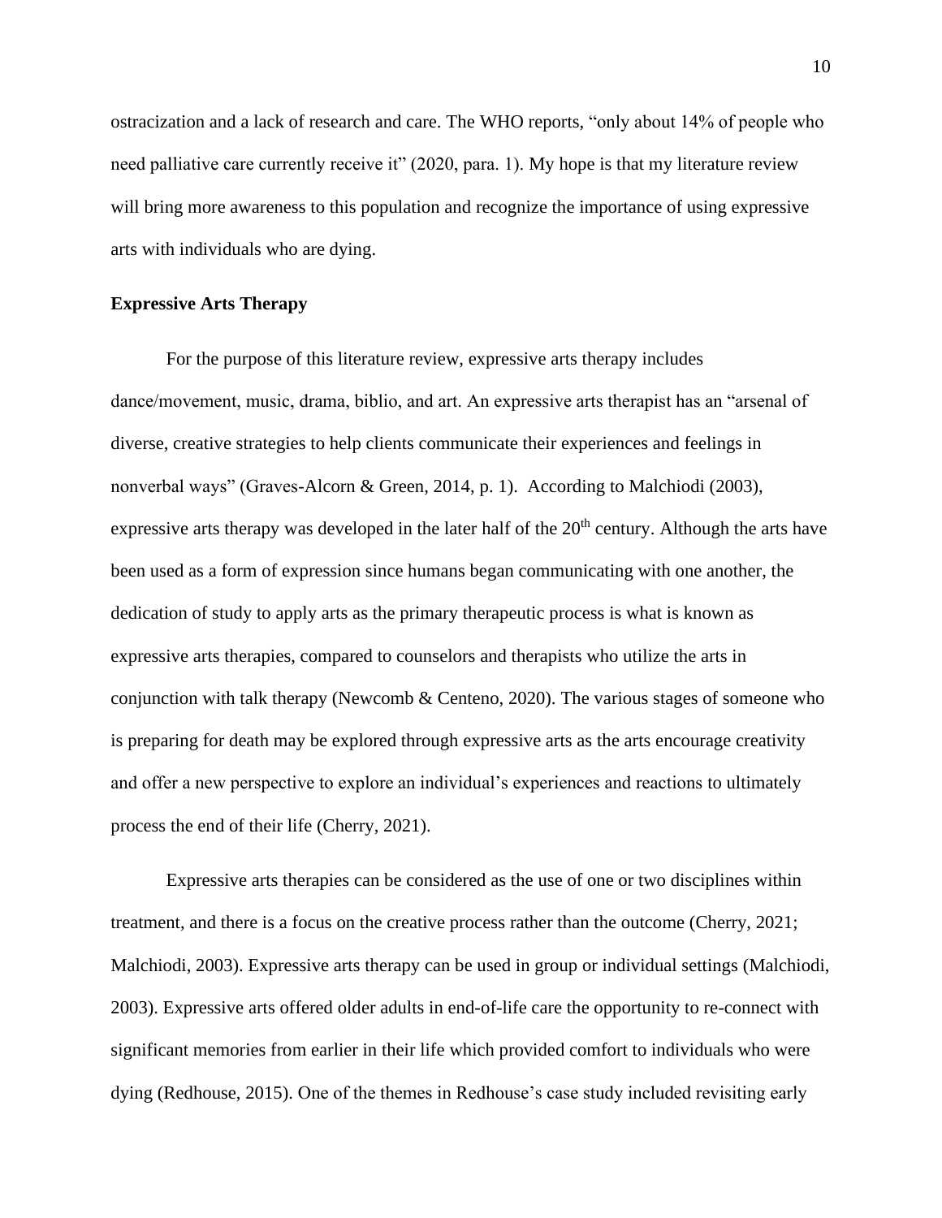ostracization and a lack of research and care. The WHO reports, "only about 14% of people who need palliative care currently receive it" (2020, para. 1). My hope is that my literature review will bring more awareness to this population and recognize the importance of using expressive arts with individuals who are dying.

**Expressive Arts Therapy**

For the purpose of this literature review, expressive arts therapy includes dance/movement, music, drama, biblio, and art. An expressive arts therapist has an "arsenal of diverse, creative strategies to help clients communicate their experiences and feelings in nonverbal ways" (Graves-Alcorn & Green, 2014, p. 1). According to Malchiodi (2003), expressive arts therapy was developed in the later half of the 20th century. Although the arts have been used as a form of expression since humans began communicating with one another, the dedication of study to apply arts as the primary therapeutic process is what is known as expressive arts therapies, compared to counselors and therapists who utilize the arts in conjunction with talk therapy (Newcomb & Centeno, 2020). The various stages of someone who is preparing for death may be explored through expressive arts as the arts encourage creativity and offer a new perspective to explore an individual's experiences and reactions to ultimately process the end of their life (Cherry, 2021).

Expressive arts therapies can be considered as the use of one or two disciplines within treatment, and there is a focus on the creative process rather than the outcome (Cherry, 2021; Malchiodi, 2003). Expressive arts therapy can be used in group or individual settings (Malchiodi, 2003). Expressive arts offered older adults in end-of-life care the opportunity to re-connect with significant memories from earlier in their life which provided comfort to individuals who were dying (Redhouse, 2015). One of the themes in Redhouse's case study included revisiting early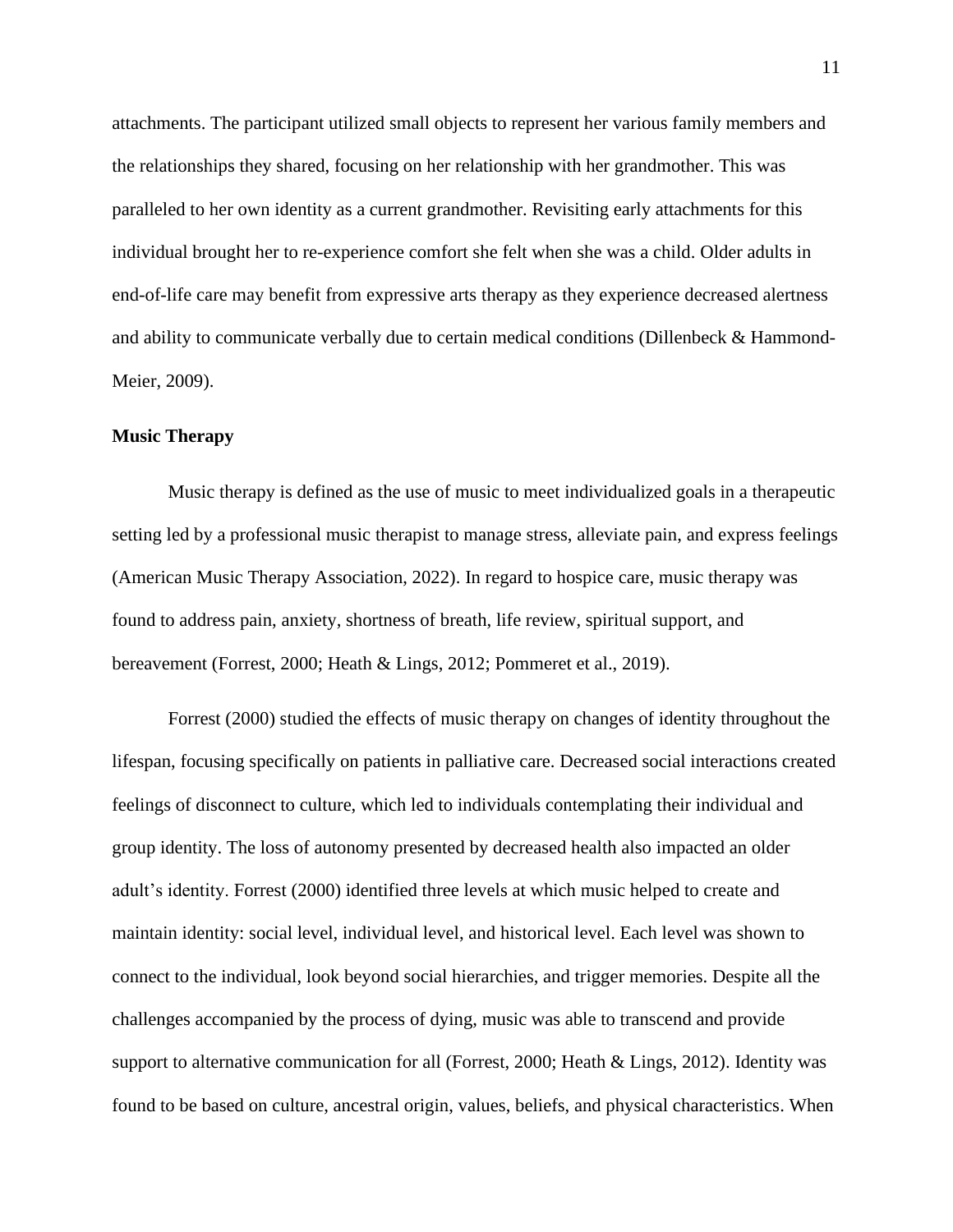attachments. The participant utilized small objects to represent her various family members and the relationships they shared, focusing on her relationship with her grandmother. This was paralleled to her own identity as a current grandmother. Revisiting early attachments for this individual brought her to re-experience comfort she felt when she was a child. Older adults in end-of-life care may benefit from expressive arts therapy as they experience decreased alertness and ability to communicate verbally due to certain medical conditions (Dillenbeck & Hammond-Meier, 2009).

**Music Therapy**

Music therapy is defined as the use of music to meet individualized goals in a therapeutic setting led by a professional music therapist to manage stress, alleviate pain, and express feelings (American Music Therapy Association, 2022). In regard to hospice care, music therapy was found to address pain, anxiety, shortness of breath, life review, spiritual support, and bereavement (Forrest, 2000; Heath & Lings, 2012; Pommeret et al., 2019).

Forrest (2000) studied the effects of music therapy on changes of identity throughout the lifespan, focusing specifically on patients in palliative care. Decreased social interactions created feelings of disconnect to culture, which led to individuals contemplating their individual and group identity. The loss of autonomy presented by decreased health also impacted an older adult's identity. Forrest (2000) identified three levels at which music helped to create and maintain identity: social level, individual level, and historical level. Each level was shown to connect to the individual, look beyond social hierarchies, and trigger memories. Despite all the challenges accompanied by the process of dying, music was able to transcend and provide support to alternative communication for all (Forrest, 2000; Heath & Lings, 2012). Identity was found to be based on culture, ancestral origin, values, beliefs, and physical characteristics. When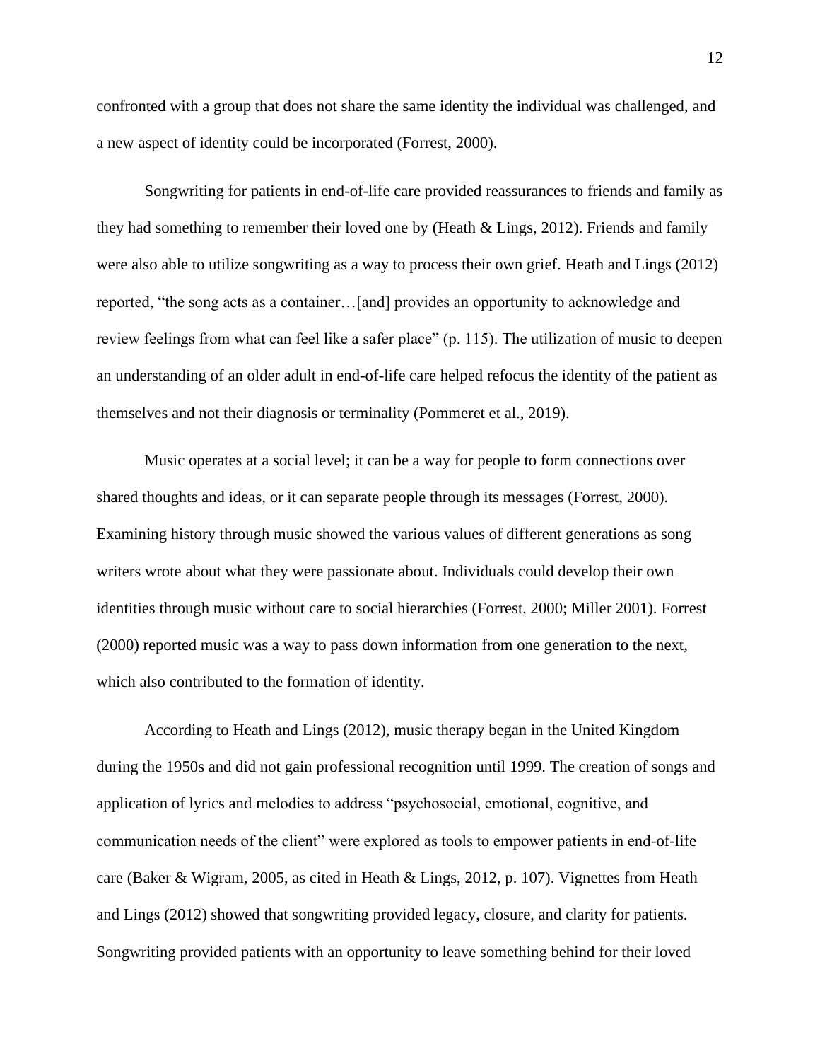confronted with a group that does not share the same identity the individual was challenged, and a new aspect of identity could be incorporated (Forrest, 2000).

Songwriting for patients in end-of-life care provided reassurances to friends and family as they had something to remember their loved one by (Heath & Lings, 2012). Friends and family were also able to utilize songwriting as a way to process their own grief. Heath and Lings (2012) reported, "the song acts as a container…[and] provides an opportunity to acknowledge and review feelings from what can feel like a safer place" (p. 115). The utilization of music to deepen an understanding of an older adult in end-of-life care helped refocus the identity of the patient as themselves and not their diagnosis or terminality (Pommeret et al., 2019).

Music operates at a social level; it can be a way for people to form connections over shared thoughts and ideas, or it can separate people through its messages (Forrest, 2000). Examining history through music showed the various values of different generations as song writers wrote about what they were passionate about. Individuals could develop their own identities through music without care to social hierarchies (Forrest, 2000; Miller 2001). Forrest (2000) reported music was a way to pass down information from one generation to the next, which also contributed to the formation of identity.

According to Heath and Lings (2012), music therapy began in the United Kingdom during the 1950s and did not gain professional recognition until 1999. The creation of songs and application of lyrics and melodies to address "psychosocial, emotional, cognitive, and communication needs of the client" were explored as tools to empower patients in end-of-life care (Baker & Wigram, 2005, as cited in Heath & Lings, 2012, p. 107). Vignettes from Heath and Lings (2012) showed that songwriting provided legacy, closure, and clarity for patients. Songwriting provided patients with an opportunity to leave something behind for their loved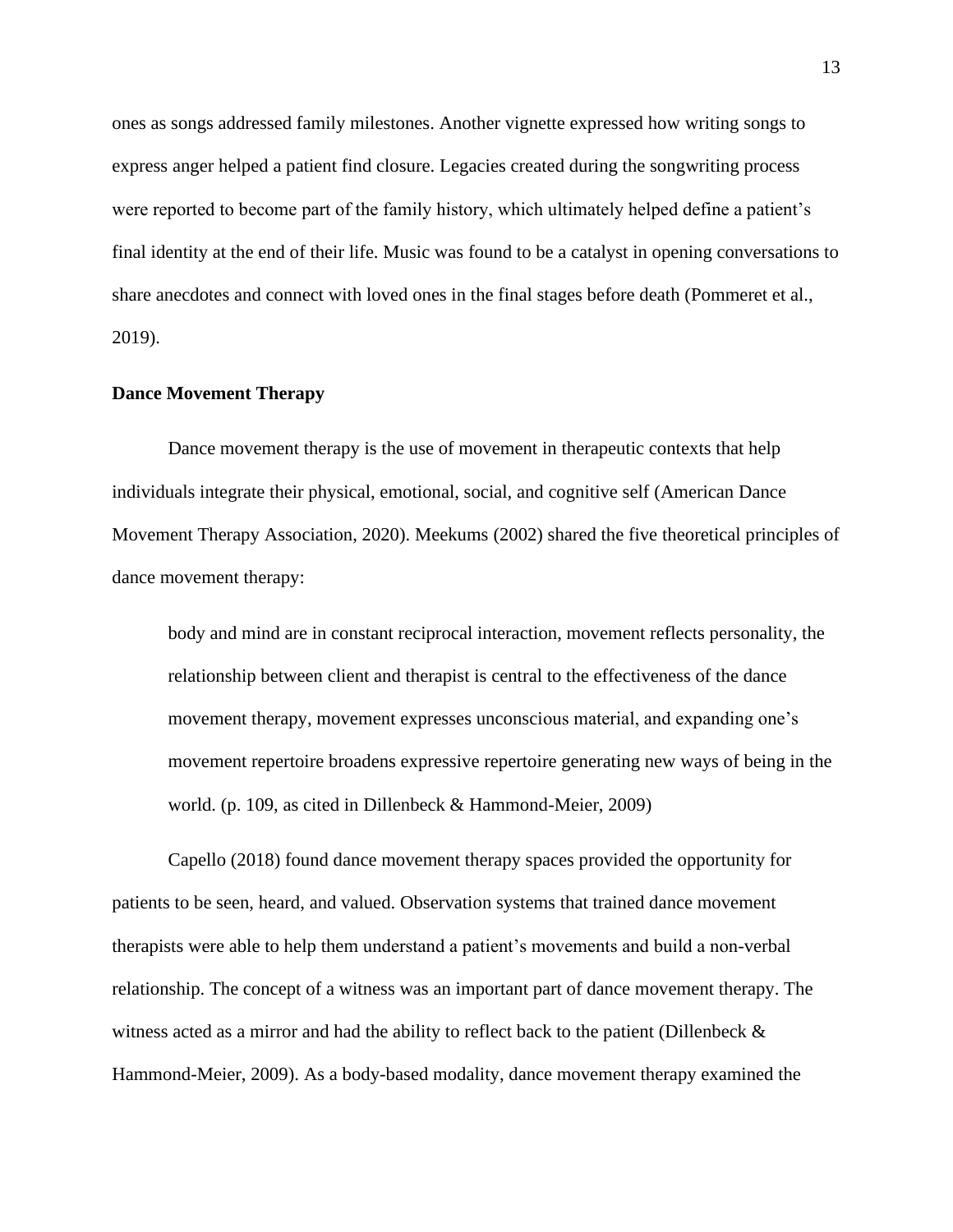ones as songs addressed family milestones. Another vignette expressed how writing songs to express anger helped a patient find closure. Legacies created during the songwriting process were reported to become part of the family history, which ultimately helped define a patient's final identity at the end of their life. Music was found to be a catalyst in opening conversations to share anecdotes and connect with loved ones in the final stages before death (Pommeret et al., 2019).

### Dance Movement Therapy

Dance movement therapy is the use of movement in therapeutic contexts that help individuals integrate their physical, emotional, social, and cognitive self (American Dance Movement Therapy Association, 2020). Meekums (2002) shared the five theoretical principles of dance movement therapy:

> body and mind are in constant reciprocal interaction, movement reflects personality, the relationship between client and therapist is central to the effectiveness of the dance movement therapy, movement expresses unconscious material, and expanding one's movement repertoire broadens expressive repertoire generating new ways of being in the world. (p. 109, as cited in Dillenbeck & Hammond-Meier, 2009)

Capello (2018) found dance movement therapy spaces provided the opportunity for patients to be seen, heard, and valued. Observation systems that trained dance movement therapists were able to help them understand a patient's movements and build a non-verbal relationship. The concept of a witness was an important part of dance movement therapy. The witness acted as a mirror and had the ability to reflect back to the patient (Dillenbeck & Hammond-Meier, 2009). As a body-based modality, dance movement therapy examined the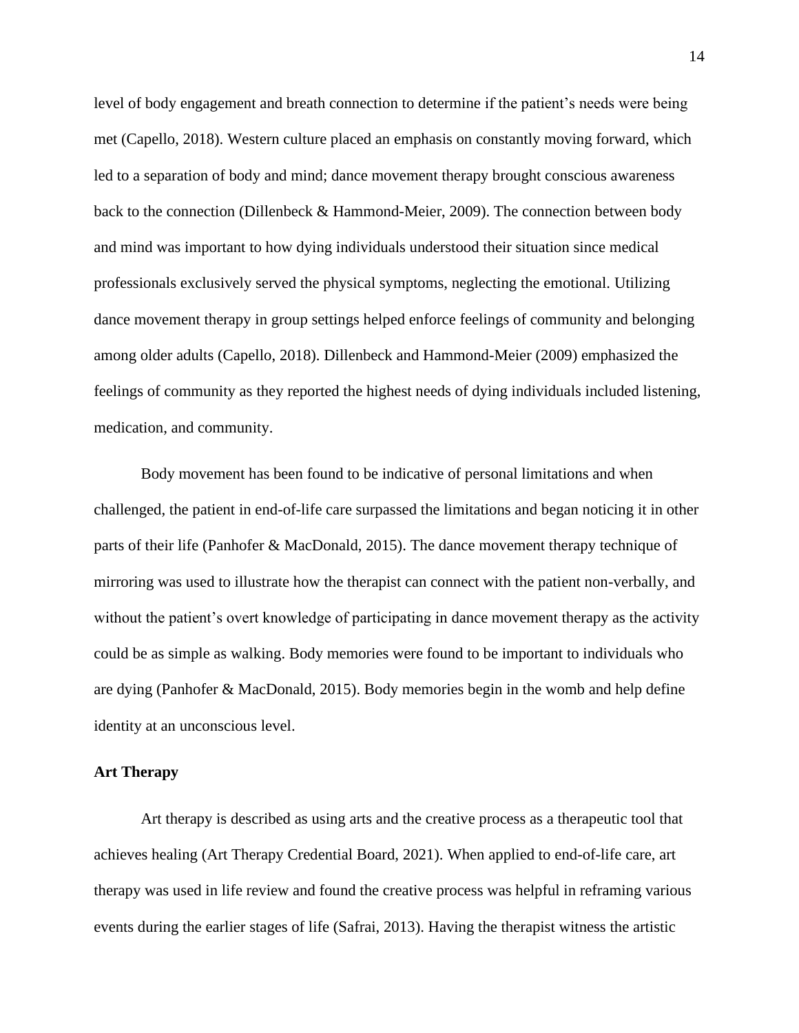level of body engagement and breath connection to determine if the patient's needs were being met (Capello, 2018). Western culture placed an emphasis on constantly moving forward, which led to a separation of body and mind; dance movement therapy brought conscious awareness back to the connection (Dillenbeck & Hammond-Meier, 2009). The connection between body and mind was important to how dying individuals understood their situation since medical professionals exclusively served the physical symptoms, neglecting the emotional. Utilizing dance movement therapy in group settings helped enforce feelings of community and belonging among older adults (Capello, 2018). Dillenbeck and Hammond-Meier (2009) emphasized the feelings of community as they reported the highest needs of dying individuals included listening, medication, and community.

Body movement has been found to be indicative of personal limitations and when challenged, the patient in end-of-life care surpassed the limitations and began noticing it in other parts of their life (Panhofer & MacDonald, 2015). The dance movement therapy technique of mirroring was used to illustrate how the therapist can connect with the patient non-verbally, and without the patient's overt knowledge of participating in dance movement therapy as the activity could be as simple as walking. Body memories were found to be important to individuals who are dying (Panhofer & MacDonald, 2015). Body memories begin in the womb and help define identity at an unconscious level.

## Art Therapy

Art therapy is described as using arts and the creative process as a therapeutic tool that achieves healing (Art Therapy Credential Board, 2021). When applied to end-of-life care, art therapy was used in life review and found the creative process was helpful in reframing various events during the earlier stages of life (Safrai, 2013). Having the therapist witness the artistic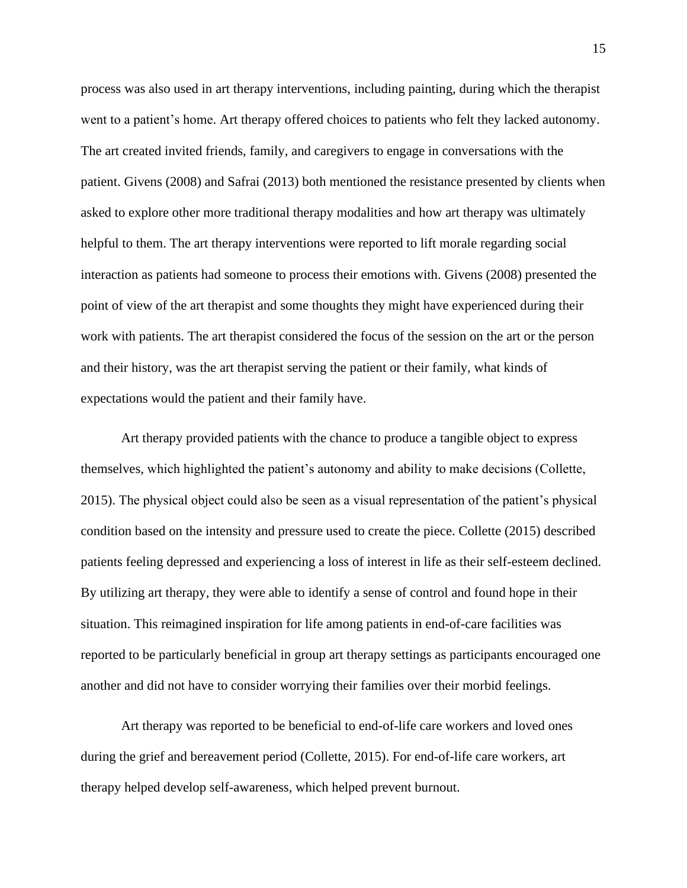process was also used in art therapy interventions, including painting, during which the therapist went to a patient's home. Art therapy offered choices to patients who felt they lacked autonomy. The art created invited friends, family, and caregivers to engage in conversations with the patient. Givens (2008) and Safrai (2013) both mentioned the resistance presented by clients when asked to explore other more traditional therapy modalities and how art therapy was ultimately helpful to them. The art therapy interventions were reported to lift morale regarding social interaction as patients had someone to process their emotions with. Givens (2008) presented the point of view of the art therapist and some thoughts they might have experienced during their work with patients. The art therapist considered the focus of the session on the art or the person and their history, was the art therapist serving the patient or their family, what kinds of expectations would the patient and their family have.

Art therapy provided patients with the chance to produce a tangible object to express themselves, which highlighted the patient's autonomy and ability to make decisions (Collette, 2015). The physical object could also be seen as a visual representation of the patient's physical condition based on the intensity and pressure used to create the piece. Collette (2015) described patients feeling depressed and experiencing a loss of interest in life as their self-esteem declined. By utilizing art therapy, they were able to identify a sense of control and found hope in their situation. This reimagined inspiration for life among patients in end-of-care facilities was reported to be particularly beneficial in group art therapy settings as participants encouraged one another and did not have to consider worrying their families over their morbid feelings.

Art therapy was reported to be beneficial to end-of-life care workers and loved ones during the grief and bereavement period (Collette, 2015). For end-of-life care workers, art therapy helped develop self-awareness, which helped prevent burnout.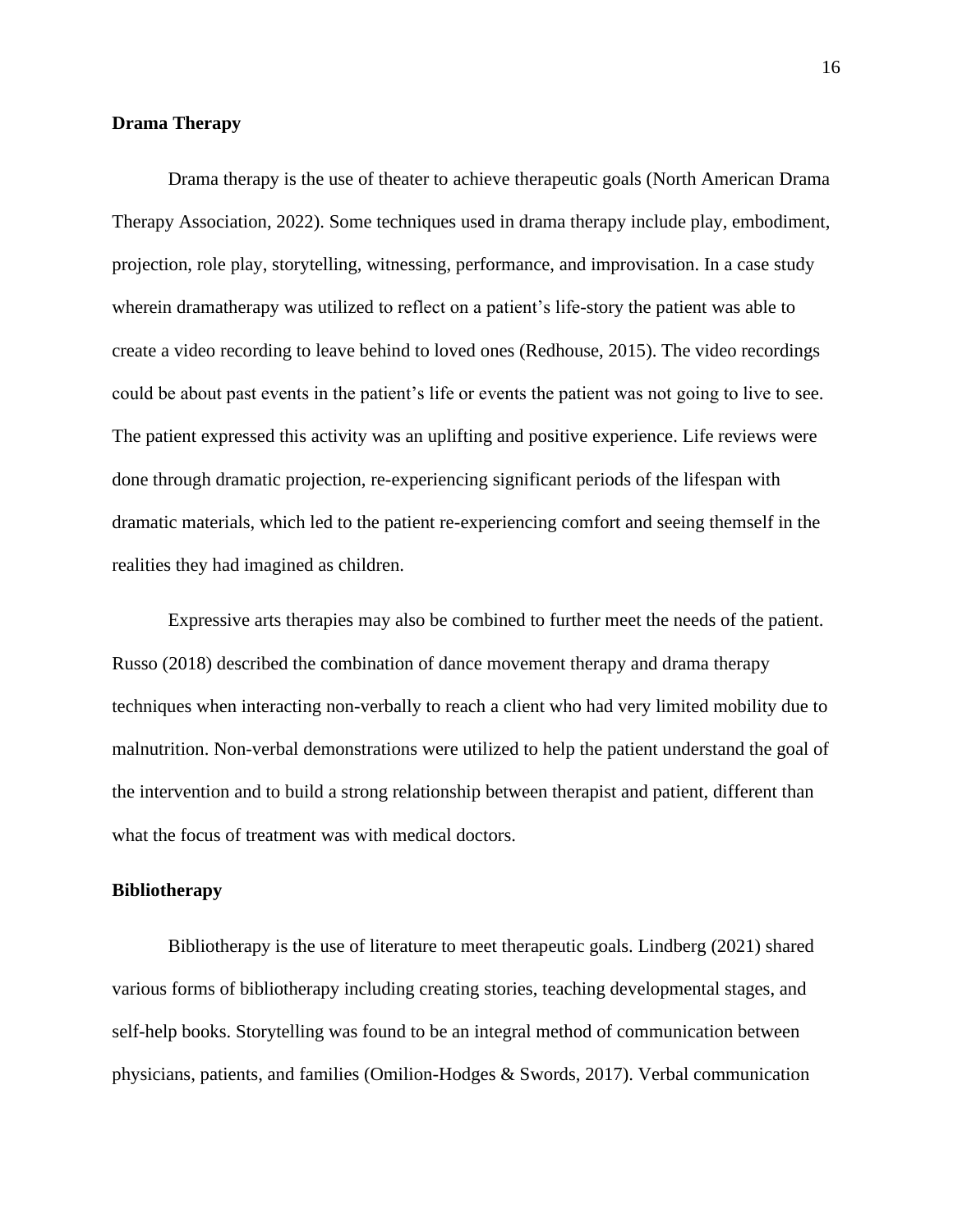## Drama Therapy

Drama therapy is the use of theater to achieve therapeutic goals (North American Drama Therapy Association, 2022). Some techniques used in drama therapy include play, embodiment, projection, role play, storytelling, witnessing, performance, and improvisation. In a case study wherein dramatherapy was utilized to reflect on a patient's life-story the patient was able to create a video recording to leave behind to loved ones (Redhouse, 2015). The video recordings could be about past events in the patient's life or events the patient was not going to live to see. The patient expressed this activity was an uplifting and positive experience. Life reviews were done through dramatic projection, re-experiencing significant periods of the lifespan with dramatic materials, which led to the patient re-experiencing comfort and seeing themself in the realities they had imagined as children.

Expressive arts therapies may also be combined to further meet the needs of the patient. Russo (2018) described the combination of dance movement therapy and drama therapy techniques when interacting non-verbally to reach a client who had very limited mobility due to malnutrition. Non-verbal demonstrations were utilized to help the patient understand the goal of the intervention and to build a strong relationship between therapist and patient, different than what the focus of treatment was with medical doctors.

## Bibliotherapy

Bibliotherapy is the use of literature to meet therapeutic goals. Lindberg (2021) shared various forms of bibliotherapy including creating stories, teaching developmental stages, and self-help books. Storytelling was found to be an integral method of communication between physicians, patients, and families (Omilion-Hodges & Swords, 2017). Verbal communication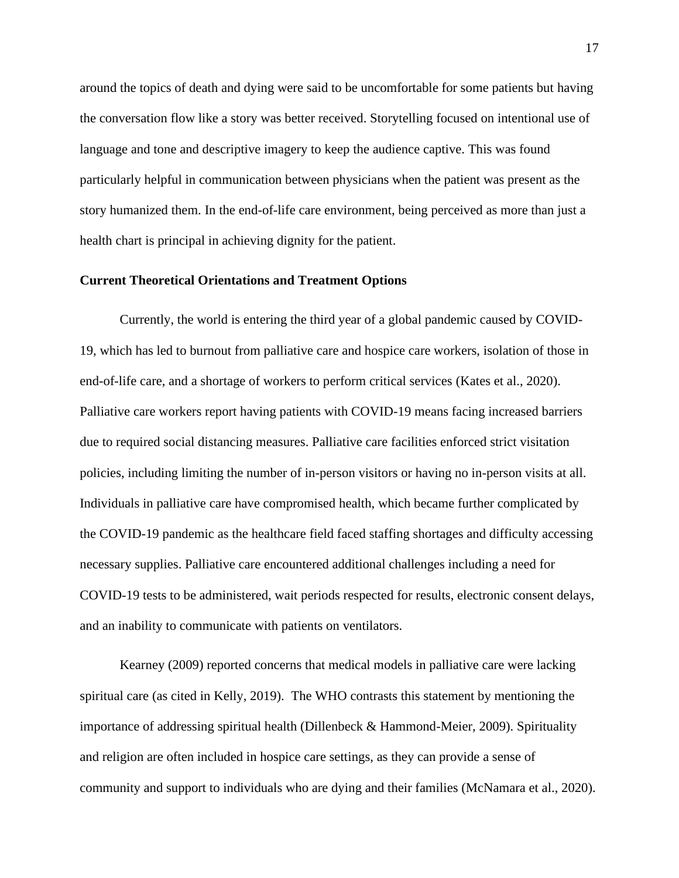around the topics of death and dying were said to be uncomfortable for some patients but having the conversation flow like a story was better received. Storytelling focused on intentional use of language and tone and descriptive imagery to keep the audience captive. This was found particularly helpful in communication between physicians when the patient was present as the story humanized them. In the end-of-life care environment, being perceived as more than just a health chart is principal in achieving dignity for the patient.

**Current Theoretical Orientations and Treatment Options**

Currently, the world is entering the third year of a global pandemic caused by COVID-19, which has led to burnout from palliative care and hospice care workers, isolation of those in end-of-life care, and a shortage of workers to perform critical services (Kates et al., 2020). Palliative care workers report having patients with COVID-19 means facing increased barriers due to required social distancing measures. Palliative care facilities enforced strict visitation policies, including limiting the number of in-person visitors or having no in-person visits at all. Individuals in palliative care have compromised health, which became further complicated by the COVID-19 pandemic as the healthcare field faced staffing shortages and difficulty accessing necessary supplies. Palliative care encountered additional challenges including a need for COVID-19 tests to be administered, wait periods respected for results, electronic consent delays, and an inability to communicate with patients on ventilators.

Kearney (2009) reported concerns that medical models in palliative care were lacking spiritual care (as cited in Kelly, 2019). The WHO contrasts this statement by mentioning the importance of addressing spiritual health (Dillenbeck & Hammond-Meier, 2009). Spirituality and religion are often included in hospice care settings, as they can provide a sense of community and support to individuals who are dying and their families (McNamara et al., 2020).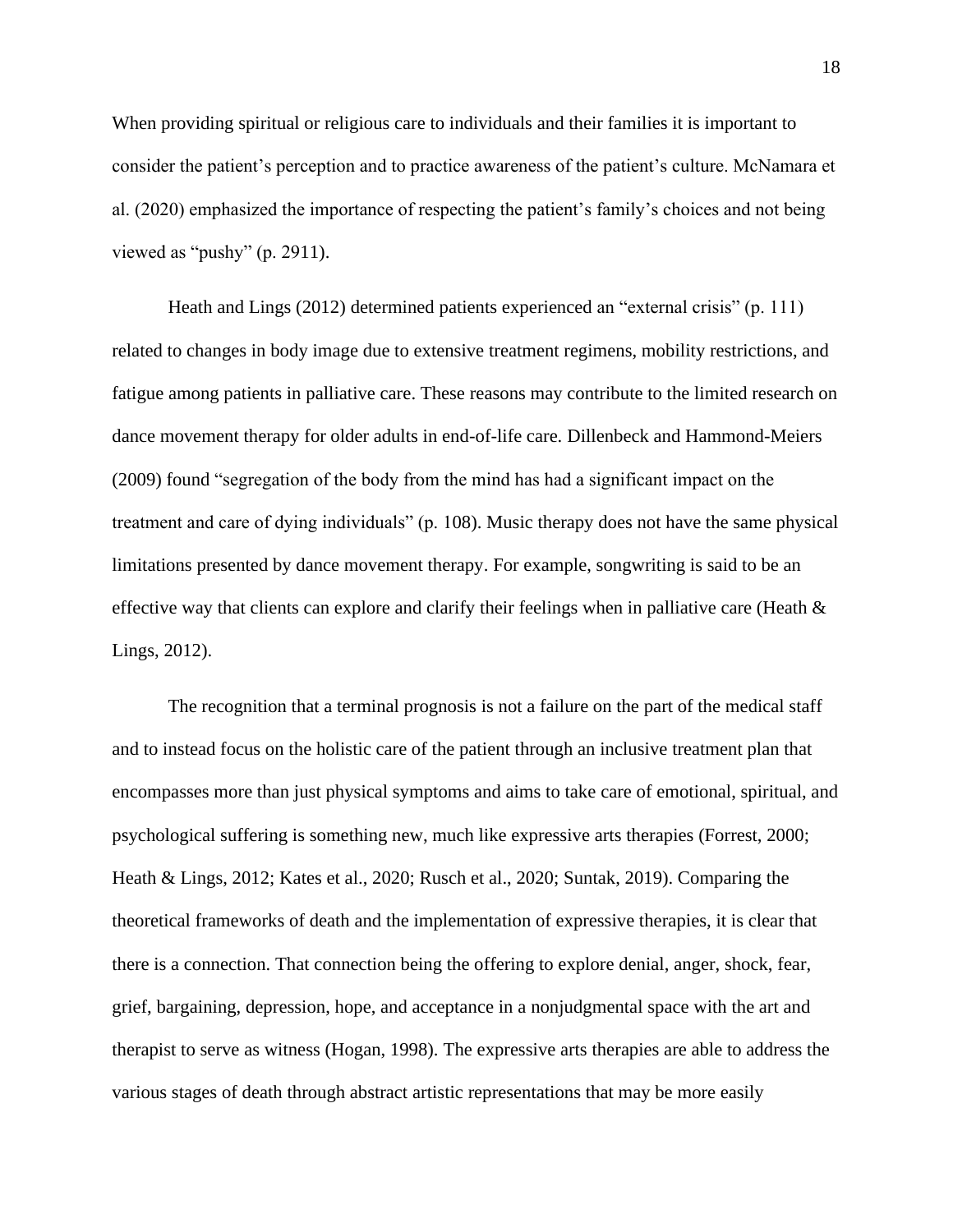When providing spiritual or religious care to individuals and their families it is important to consider the patient's perception and to practice awareness of the patient's culture. McNamara et al. (2020) emphasized the importance of respecting the patient's family's choices and not being viewed as "pushy" (p. 2911).

Heath and Lings (2012) determined patients experienced an "external crisis" (p. 111) related to changes in body image due to extensive treatment regimens, mobility restrictions, and fatigue among patients in palliative care. These reasons may contribute to the limited research on dance movement therapy for older adults in end-of-life care. Dillenbeck and Hammond-Meiers (2009) found "segregation of the body from the mind has had a significant impact on the treatment and care of dying individuals" (p. 108). Music therapy does not have the same physical limitations presented by dance movement therapy. For example, songwriting is said to be an effective way that clients can explore and clarify their feelings when in palliative care (Heath & Lings, 2012).

The recognition that a terminal prognosis is not a failure on the part of the medical staff and to instead focus on the holistic care of the patient through an inclusive treatment plan that encompasses more than just physical symptoms and aims to take care of emotional, spiritual, and psychological suffering is something new, much like expressive arts therapies (Forrest, 2000; Heath & Lings, 2012; Kates et al., 2020; Rusch et al., 2020; Suntak, 2019). Comparing the theoretical frameworks of death and the implementation of expressive therapies, it is clear that there is a connection. That connection being the offering to explore denial, anger, shock, fear, grief, bargaining, depression, hope, and acceptance in a nonjudgmental space with the art and therapist to serve as witness (Hogan, 1998). The expressive arts therapies are able to address the various stages of death through abstract artistic representations that may be more easily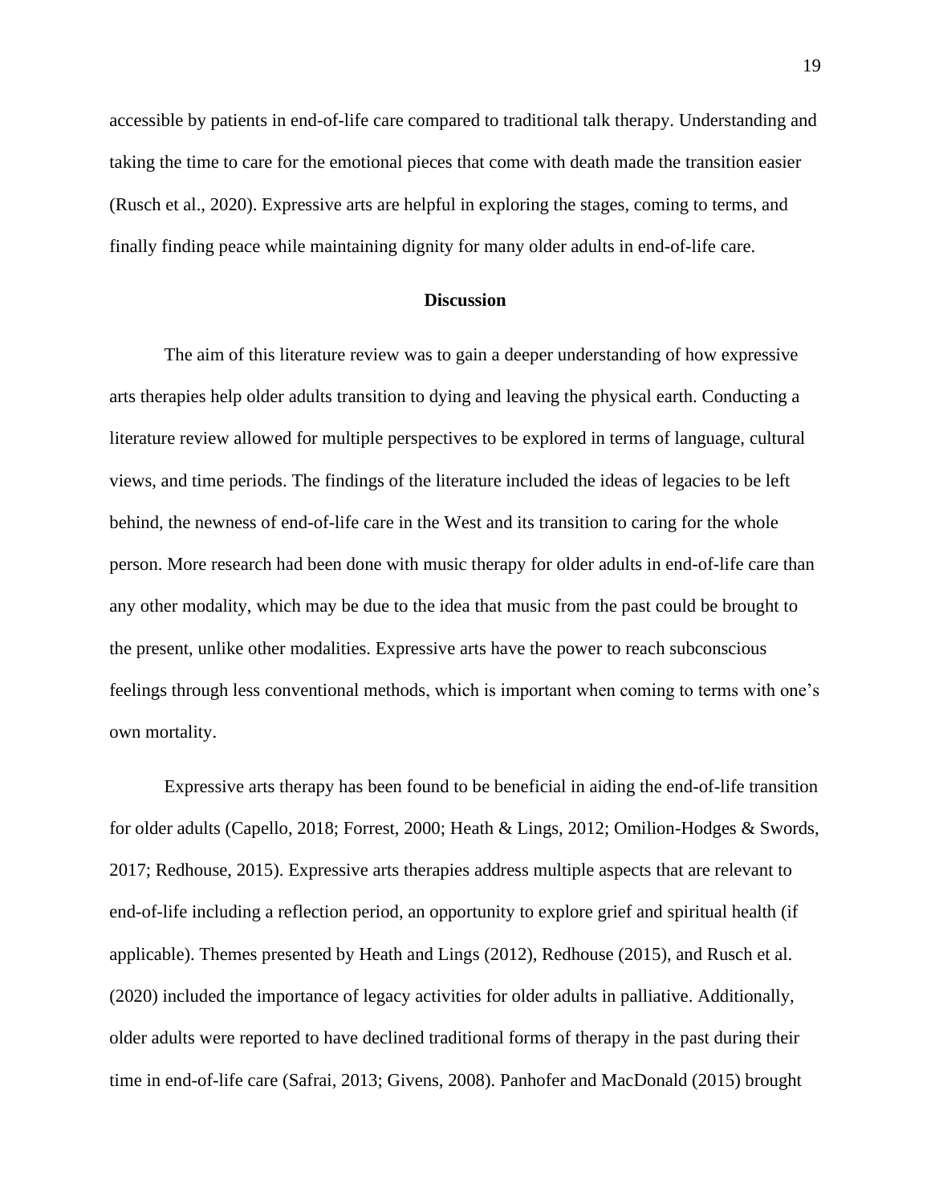accessible by patients in end-of-life care compared to traditional talk therapy. Understanding and taking the time to care for the emotional pieces that come with death made the transition easier (Rusch et al., 2020). Expressive arts are helpful in exploring the stages, coming to terms, and finally finding peace while maintaining dignity for many older adults in end-of-life care.

## Discussion

The aim of this literature review was to gain a deeper understanding of how expressive arts therapies help older adults transition to dying and leaving the physical earth. Conducting a literature review allowed for multiple perspectives to be explored in terms of language, cultural views, and time periods. The findings of the literature included the ideas of legacies to be left behind, the newness of end-of-life care in the West and its transition to caring for the whole person. More research had been done with music therapy for older adults in end-of-life care than any other modality, which may be due to the idea that music from the past could be brought to the present, unlike other modalities. Expressive arts have the power to reach subconscious feelings through less conventional methods, which is important when coming to terms with one's own mortality.

Expressive arts therapy has been found to be beneficial in aiding the end-of-life transition for older adults (Capello, 2018; Forrest, 2000; Heath & Lings, 2012; Omilion-Hodges & Swords, 2017; Redhouse, 2015). Expressive arts therapies address multiple aspects that are relevant to end-of-life including a reflection period, an opportunity to explore grief and spiritual health (if applicable). Themes presented by Heath and Lings (2012), Redhouse (2015), and Rusch et al. (2020) included the importance of legacy activities for older adults in palliative. Additionally, older adults were reported to have declined traditional forms of therapy in the past during their time in end-of-life care (Safrai, 2013; Givens, 2008). Panhofer and MacDonald (2015) brought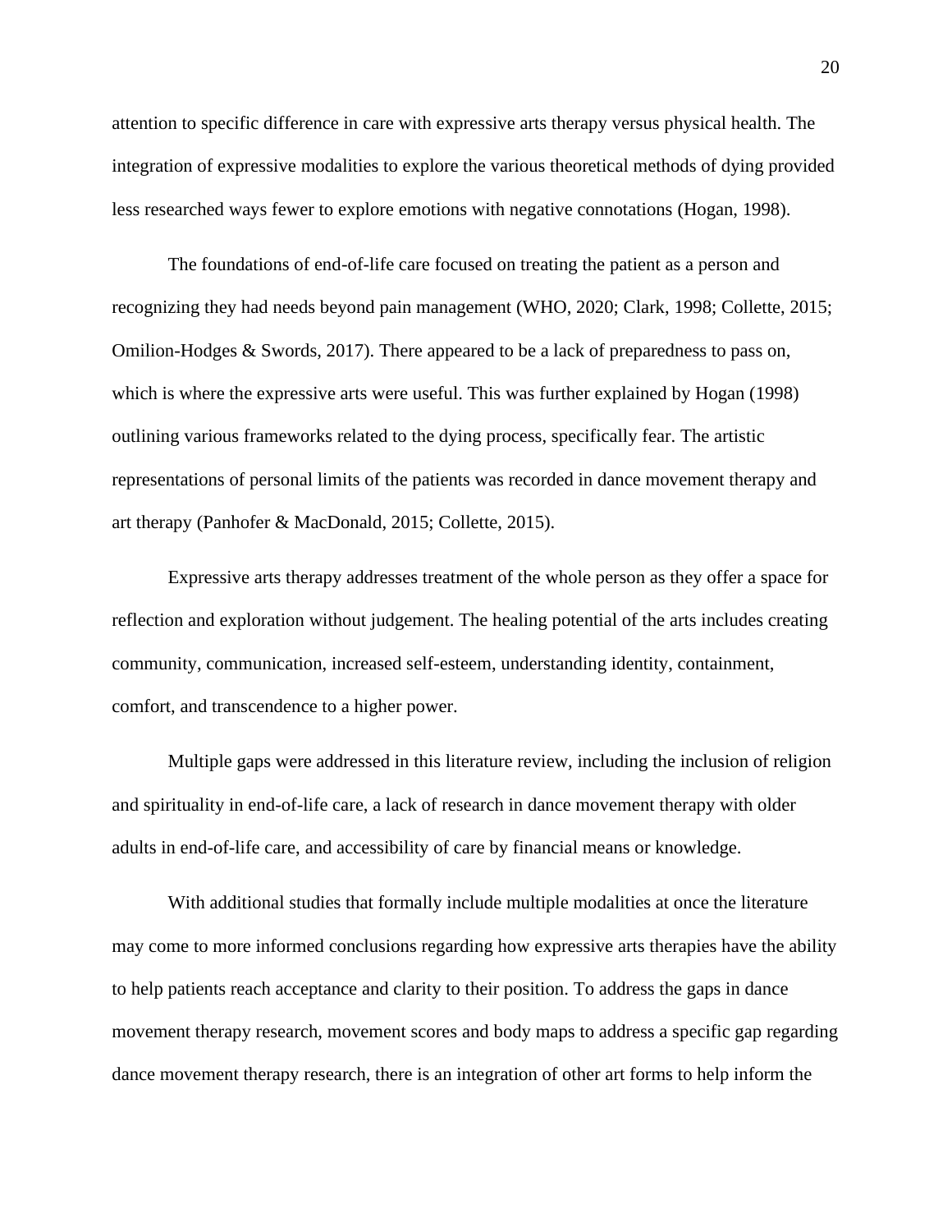attention to specific difference in care with expressive arts therapy versus physical health. The integration of expressive modalities to explore the various theoretical methods of dying provided less researched ways fewer to explore emotions with negative connotations (Hogan, 1998).

The foundations of end-of-life care focused on treating the patient as a person and recognizing they had needs beyond pain management (WHO, 2020; Clark, 1998; Collette, 2015; Omilion-Hodges & Swords, 2017). There appeared to be a lack of preparedness to pass on, which is where the expressive arts were useful. This was further explained by Hogan (1998) outlining various frameworks related to the dying process, specifically fear. The artistic representations of personal limits of the patients was recorded in dance movement therapy and art therapy (Panhofer & MacDonald, 2015; Collette, 2015).

Expressive arts therapy addresses treatment of the whole person as they offer a space for reflection and exploration without judgement. The healing potential of the arts includes creating community, communication, increased self-esteem, understanding identity, containment, comfort, and transcendence to a higher power.

Multiple gaps were addressed in this literature review, including the inclusion of religion and spirituality in end-of-life care, a lack of research in dance movement therapy with older adults in end-of-life care, and accessibility of care by financial means or knowledge.

With additional studies that formally include multiple modalities at once the literature may come to more informed conclusions regarding how expressive arts therapies have the ability to help patients reach acceptance and clarity to their position. To address the gaps in dance movement therapy research, movement scores and body maps to address a specific gap regarding dance movement therapy research, there is an integration of other art forms to help inform the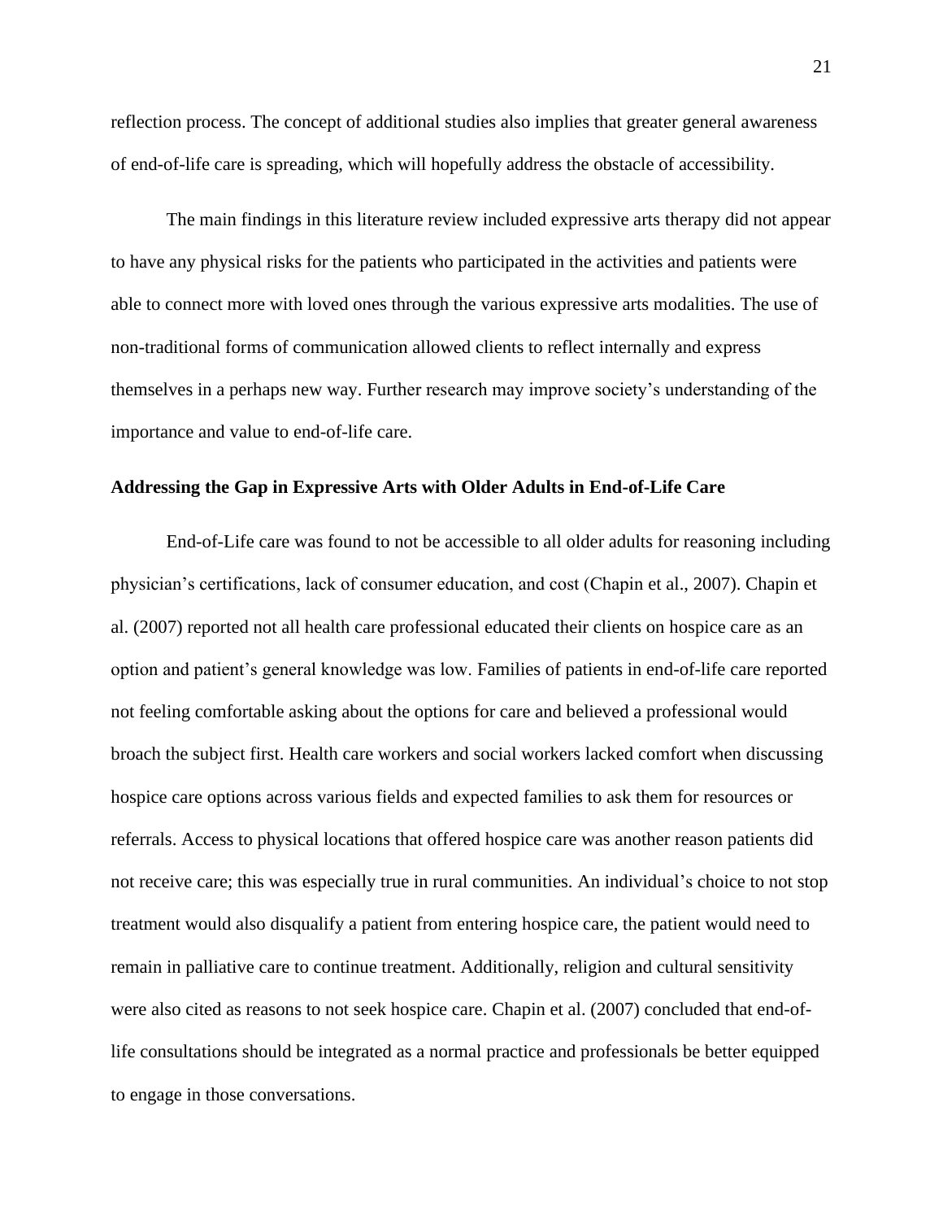reflection process. The concept of additional studies also implies that greater general awareness of end-of-life care is spreading, which will hopefully address the obstacle of accessibility.

The main findings in this literature review included expressive arts therapy did not appear to have any physical risks for the patients who participated in the activities and patients were able to connect more with loved ones through the various expressive arts modalities. The use of non-traditional forms of communication allowed clients to reflect internally and express themselves in a perhaps new way. Further research may improve society's understanding of the importance and value to end-of-life care.

**Addressing the Gap in Expressive Arts with Older Adults in End-of-Life Care**

End-of-Life care was found to not be accessible to all older adults for reasoning including physician's certifications, lack of consumer education, and cost (Chapin et al., 2007). Chapin et al. (2007) reported not all health care professional educated their clients on hospice care as an option and patient's general knowledge was low. Families of patients in end-of-life care reported not feeling comfortable asking about the options for care and believed a professional would broach the subject first. Health care workers and social workers lacked comfort when discussing hospice care options across various fields and expected families to ask them for resources or referrals. Access to physical locations that offered hospice care was another reason patients did not receive care; this was especially true in rural communities. An individual's choice to not stop treatment would also disqualify a patient from entering hospice care, the patient would need to remain in palliative care to continue treatment. Additionally, religion and cultural sensitivity were also cited as reasons to not seek hospice care. Chapin et al. (2007) concluded that end-of-life consultations should be integrated as a normal practice and professionals be better equipped to engage in those conversations.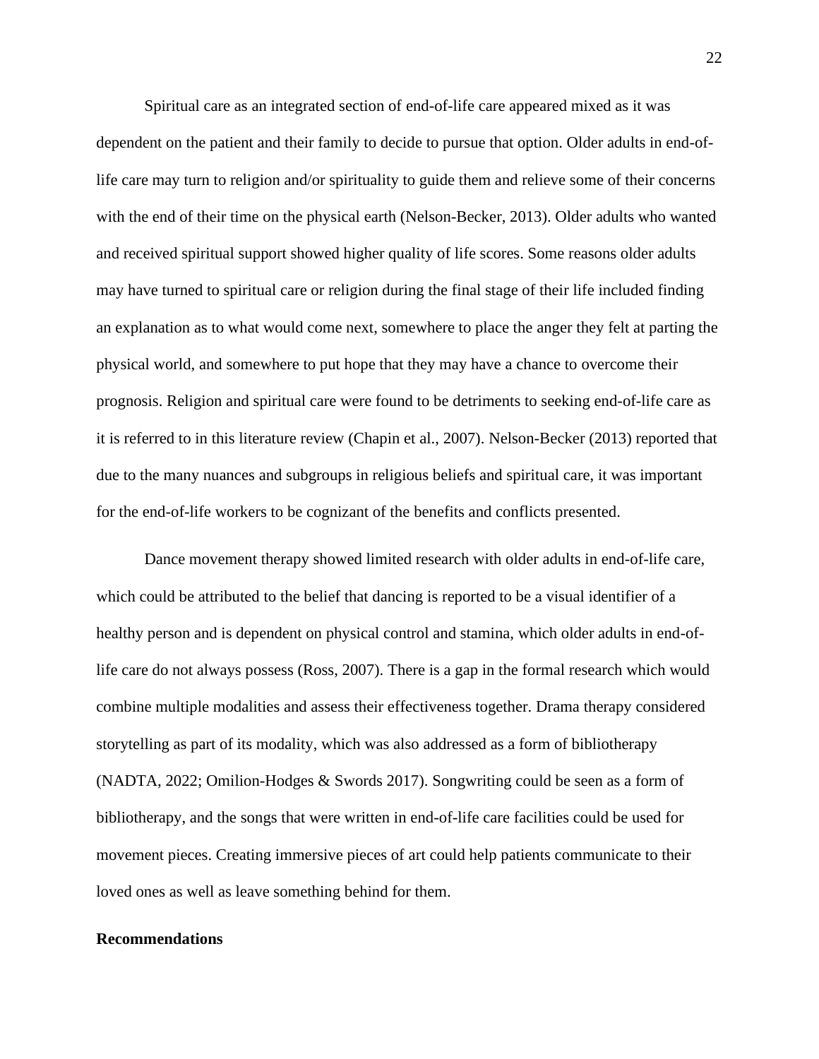Spiritual care as an integrated section of end-of-life care appeared mixed as it was dependent on the patient and their family to decide to pursue that option. Older adults in end-of-life care may turn to religion and/or spirituality to guide them and relieve some of their concerns with the end of their time on the physical earth (Nelson-Becker, 2013). Older adults who wanted and received spiritual support showed higher quality of life scores. Some reasons older adults may have turned to spiritual care or religion during the final stage of their life included finding an explanation as to what would come next, somewhere to place the anger they felt at parting the physical world, and somewhere to put hope that they may have a chance to overcome their prognosis. Religion and spiritual care were found to be detriments to seeking end-of-life care as it is referred to in this literature review (Chapin et al., 2007). Nelson-Becker (2013) reported that due to the many nuances and subgroups in religious beliefs and spiritual care, it was important for the end-of-life workers to be cognizant of the benefits and conflicts presented.

Dance movement therapy showed limited research with older adults in end-of-life care, which could be attributed to the belief that dancing is reported to be a visual identifier of a healthy person and is dependent on physical control and stamina, which older adults in end-of-life care do not always possess (Ross, 2007). There is a gap in the formal research which would combine multiple modalities and assess their effectiveness together. Drama therapy considered storytelling as part of its modality, which was also addressed as a form of bibliotherapy (NADTA, 2022; Omilion-Hodges & Swords 2017). Songwriting could be seen as a form of bibliotherapy, and the songs that were written in end-of-life care facilities could be used for movement pieces. Creating immersive pieces of art could help patients communicate to their loved ones as well as leave something behind for them.

## Recommendations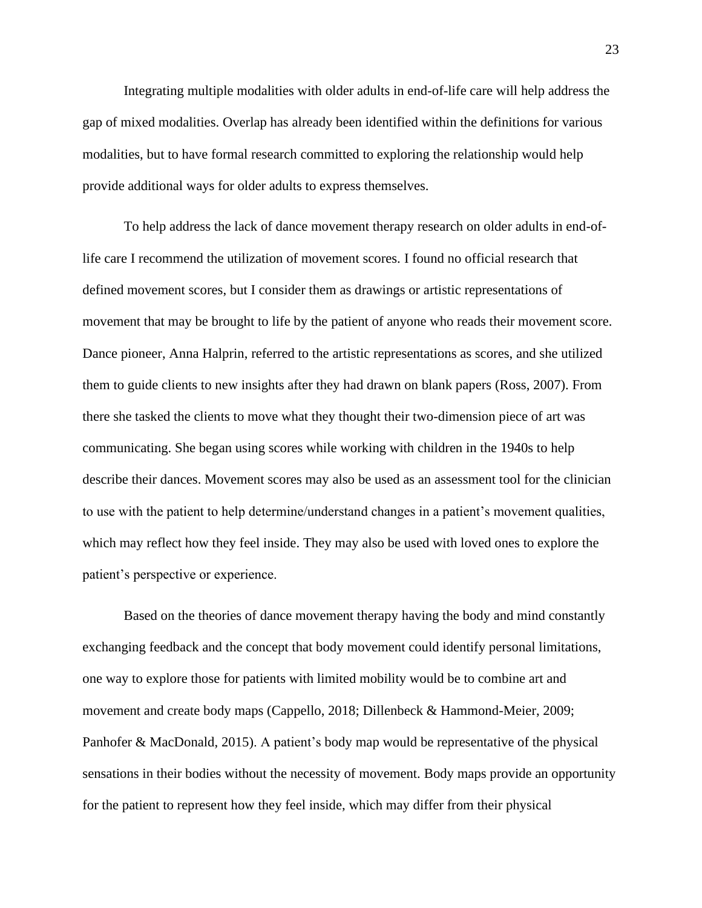Integrating multiple modalities with older adults in end-of-life care will help address the gap of mixed modalities. Overlap has already been identified within the definitions for various modalities, but to have formal research committed to exploring the relationship would help provide additional ways for older adults to express themselves.

To help address the lack of dance movement therapy research on older adults in end-of-life care I recommend the utilization of movement scores. I found no official research that defined movement scores, but I consider them as drawings or artistic representations of movement that may be brought to life by the patient of anyone who reads their movement score. Dance pioneer, Anna Halprin, referred to the artistic representations as scores, and she utilized them to guide clients to new insights after they had drawn on blank papers (Ross, 2007). From there she tasked the clients to move what they thought their two-dimension piece of art was communicating. She began using scores while working with children in the 1940s to help describe their dances. Movement scores may also be used as an assessment tool for the clinician to use with the patient to help determine/understand changes in a patient's movement qualities, which may reflect how they feel inside. They may also be used with loved ones to explore the patient's perspective or experience.

Based on the theories of dance movement therapy having the body and mind constantly exchanging feedback and the concept that body movement could identify personal limitations, one way to explore those for patients with limited mobility would be to combine art and movement and create body maps (Cappello, 2018; Dillenbeck & Hammond-Meier, 2009; Panhofer & MacDonald, 2015). A patient's body map would be representative of the physical sensations in their bodies without the necessity of movement. Body maps provide an opportunity for the patient to represent how they feel inside, which may differ from their physical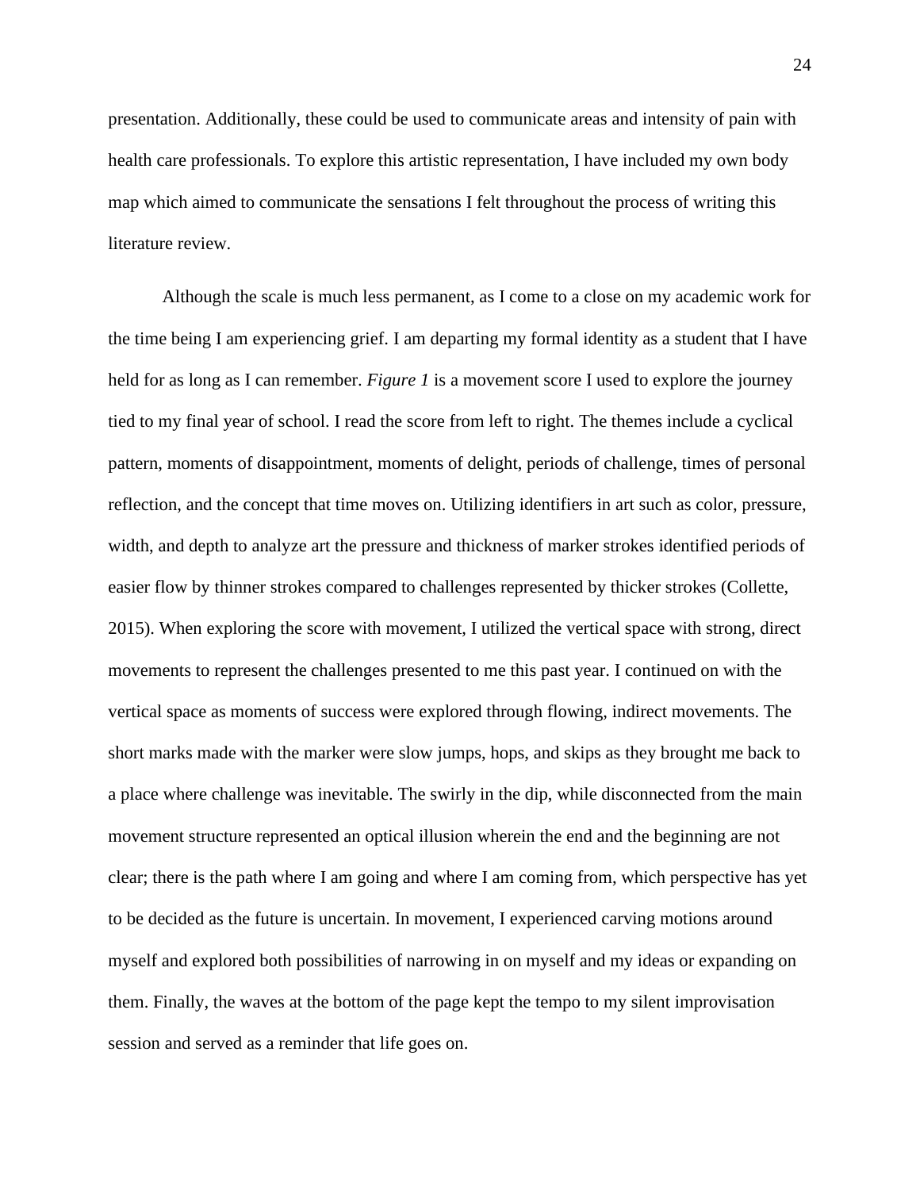presentation. Additionally, these could be used to communicate areas and intensity of pain with health care professionals. To explore this artistic representation, I have included my own body map which aimed to communicate the sensations I felt throughout the process of writing this literature review.

Although the scale is much less permanent, as I come to a close on my academic work for the time being I am experiencing grief. I am departing my formal identity as a student that I have held for as long as I can remember. *Figure 1* is a movement score I used to explore the journey tied to my final year of school. I read the score from left to right. The themes include a cyclical pattern, moments of disappointment, moments of delight, periods of challenge, times of personal reflection, and the concept that time moves on. Utilizing identifiers in art such as color, pressure, width, and depth to analyze art the pressure and thickness of marker strokes identified periods of easier flow by thinner strokes compared to challenges represented by thicker strokes (Collette, 2015). When exploring the score with movement, I utilized the vertical space with strong, direct movements to represent the challenges presented to me this past year. I continued on with the vertical space as moments of success were explored through flowing, indirect movements. The short marks made with the marker were slow jumps, hops, and skips as they brought me back to a place where challenge was inevitable. The swirly in the dip, while disconnected from the main movement structure represented an optical illusion wherein the end and the beginning are not clear; there is the path where I am going and where I am coming from, which perspective has yet to be decided as the future is uncertain. In movement, I experienced carving motions around myself and explored both possibilities of narrowing in on myself and my ideas or expanding on them. Finally, the waves at the bottom of the page kept the tempo to my silent improvisation session and served as a reminder that life goes on.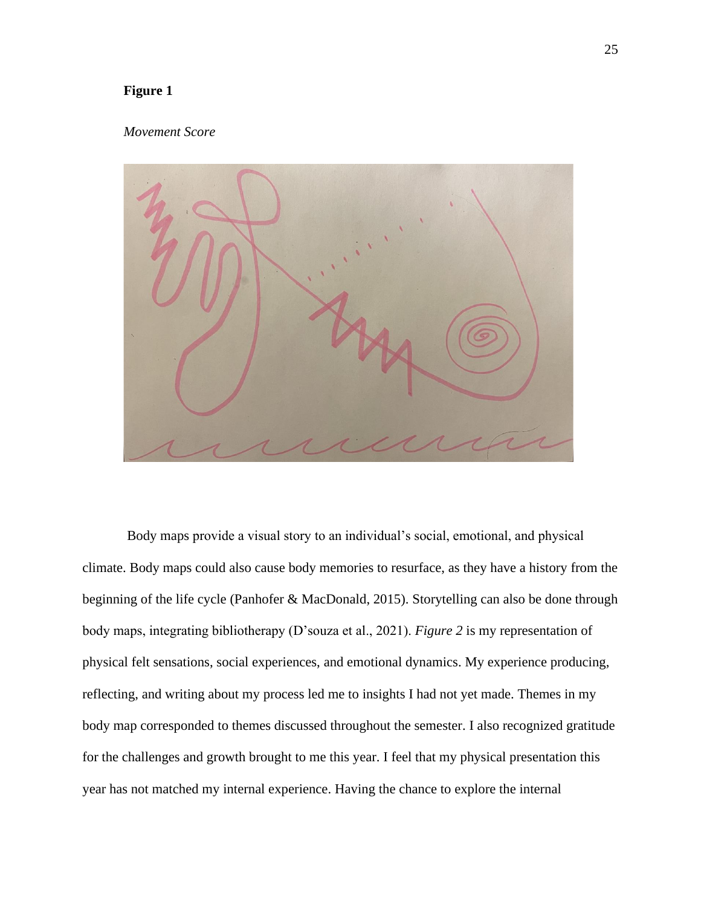**Figure 1**

*Movement Score*

Body maps provide a visual story to an individual's social, emotional, and physical climate. Body maps could also cause body memories to resurface, as they have a history from the beginning of the life cycle (Panhofer & MacDonald, 2015). Storytelling can also be done through body maps, integrating bibliotherapy (D'souza et al., 2021). *Figure 2* is my representation of physical felt sensations, social experiences, and emotional dynamics. My experience producing, reflecting, and writing about my process led me to insights I had not yet made. Themes in my body map corresponded to themes discussed throughout the semester. I also recognized gratitude for the challenges and growth brought to me this year. I feel that my physical presentation this year has not matched my internal experience. Having the chance to explore the internal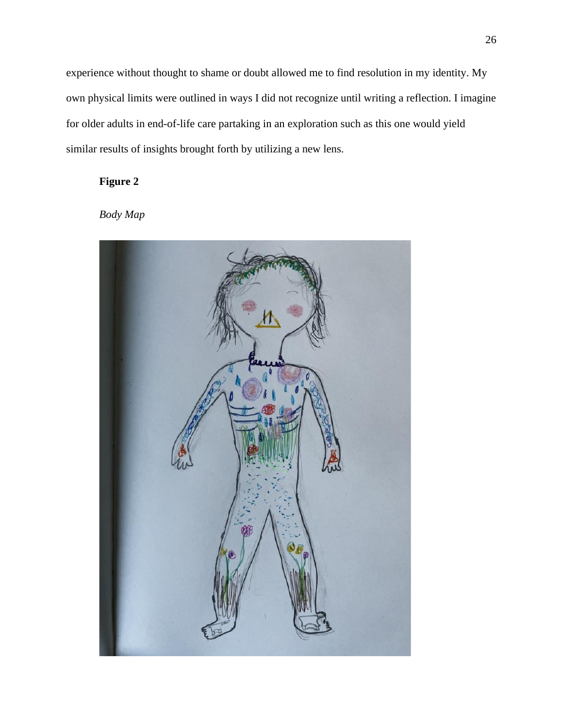experience without thought to shame or doubt allowed me to find resolution in my identity. My own physical limits were outlined in ways I did not recognize until writing a reflection. I imagine for older adults in end-of-life care partaking in an exploration such as this one would yield similar results of insights brought forth by utilizing a new lens.

**Figure 2**

*Body Map*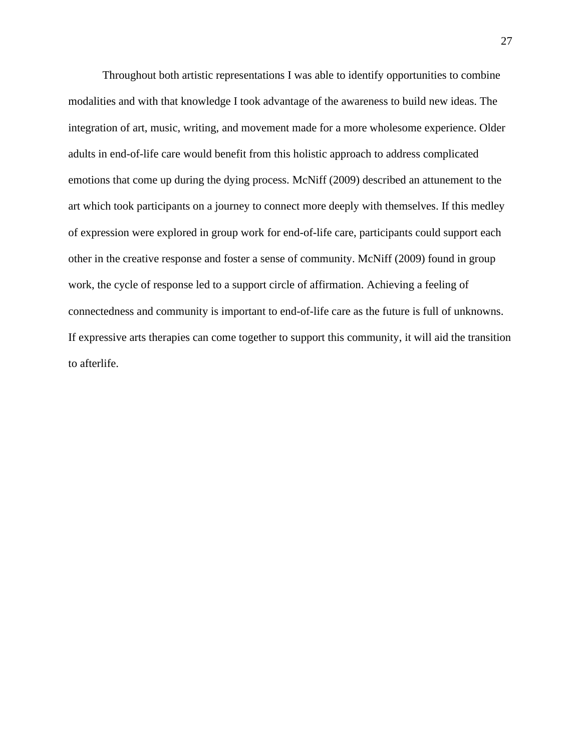Throughout both artistic representations I was able to identify opportunities to combine modalities and with that knowledge I took advantage of the awareness to build new ideas. The integration of art, music, writing, and movement made for a more wholesome experience. Older adults in end-of-life care would benefit from this holistic approach to address complicated emotions that come up during the dying process. McNiff (2009) described an attunement to the art which took participants on a journey to connect more deeply with themselves. If this medley of expression were explored in group work for end-of-life care, participants could support each other in the creative response and foster a sense of community. McNiff (2009) found in group work, the cycle of response led to a support circle of affirmation. Achieving a feeling of connectedness and community is important to end-of-life care as the future is full of unknowns. If expressive arts therapies can come together to support this community, it will aid the transition to afterlife.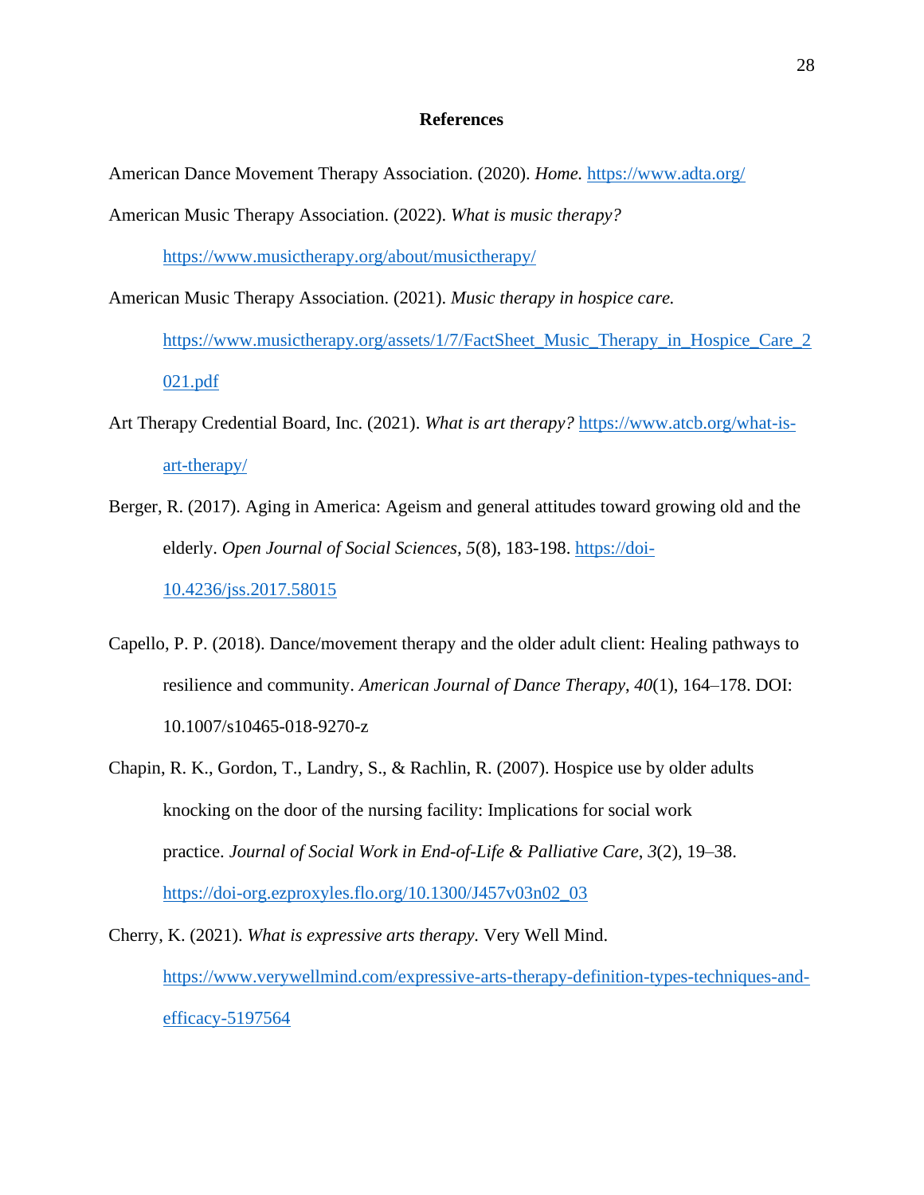# References

American Dance Movement Therapy Association. (2020). *Home.* https://www.adta.org/

American Music Therapy Association. (2022). *What is music therapy?* https://www.musictherapy.org/about/musictherapy/

American Music Therapy Association. (2021). *Music therapy in hospice care.* https://www.musictherapy.org/assets/1/7/FactSheet_Music_Therapy_in_Hospice_Care_2021.pdf

Art Therapy Credential Board, Inc. (2021). *What is art therapy?* https://www.atcb.org/what-is-art-therapy/

Berger, R. (2017). Aging in America: Ageism and general attitudes toward growing old and the elderly. *Open Journal of Social Sciences*, *5*(8), 183-198. https://doi-10.4236/jss.2017.58015

Capello, P. P. (2018). Dance/movement therapy and the older adult client: Healing pathways to resilience and community. *American Journal of Dance Therapy*, *40*(1), 164–178. DOI: 10.1007/s10465-018-9270-z

Chapin, R. K., Gordon, T., Landry, S., & Rachlin, R. (2007). Hospice use by older adults knocking on the door of the nursing facility: Implications for social work practice. *Journal of Social Work in End-of-Life & Palliative Care*, *3*(2), 19–38. https://doi-org.ezproxyles.flo.org/10.1300/J457v03n02_03

Cherry, K. (2021). *What is expressive arts therapy.* Very Well Mind. https://www.verywellmind.com/expressive-arts-therapy-definition-types-techniques-and-efficacy-5197564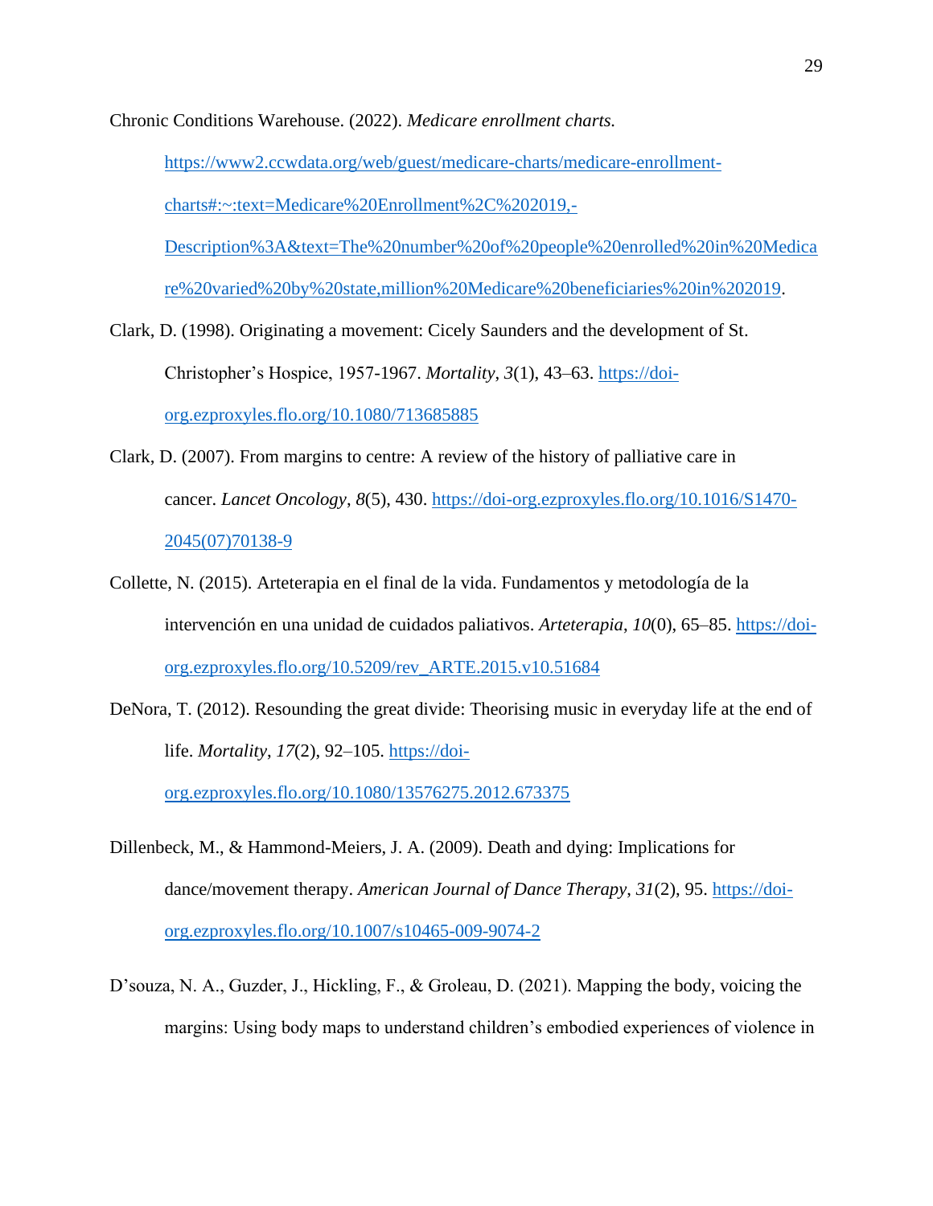Chronic Conditions Warehouse. (2022). *Medicare enrollment charts.* https://www2.ccwdata.org/web/guest/medicare-charts/medicare-enrollment-charts#:~:text=Medicare%20Enrollment%2C%202019,-Description%3A&text=The%20number%20of%20people%20enrolled%20in%20Medicare%20varied%20by%20state,million%20Medicare%20beneficiaries%20in%202019.

Clark, D. (1998). Originating a movement: Cicely Saunders and the development of St. Christopher's Hospice, 1957-1967. *Mortality*, *3*(1), 43–63. https://doi-org.ezproxyles.flo.org/10.1080/713685885

Clark, D. (2007). From margins to centre: A review of the history of palliative care in cancer. *Lancet Oncology*, *8*(5), 430. https://doi-org.ezproxyles.flo.org/10.1016/S1470-2045(07)70138-9

Collette, N. (2015). Arteterapia en el final de la vida. Fundamentos y metodología de la intervención en una unidad de cuidados paliativos. *Arteterapia*, *10*(0), 65–85. https://doi-org.ezproxyles.flo.org/10.5209/rev_ARTE.2015.v10.51684

DeNora, T. (2012). Resounding the great divide: Theorising music in everyday life at the end of life. *Mortality*, *17*(2), 92–105. https://doi-org.ezproxyles.flo.org/10.1080/13576275.2012.673375

Dillenbeck, M., & Hammond-Meiers, J. A. (2009). Death and dying: Implications for dance/movement therapy. *American Journal of Dance Therapy*, *31*(2), 95. https://doi-org.ezproxyles.flo.org/10.1007/s10465-009-9074-2

D'souza, N. A., Guzder, J., Hickling, F., & Groleau, D. (2021). Mapping the body, voicing the margins: Using body maps to understand children's embodied experiences of violence in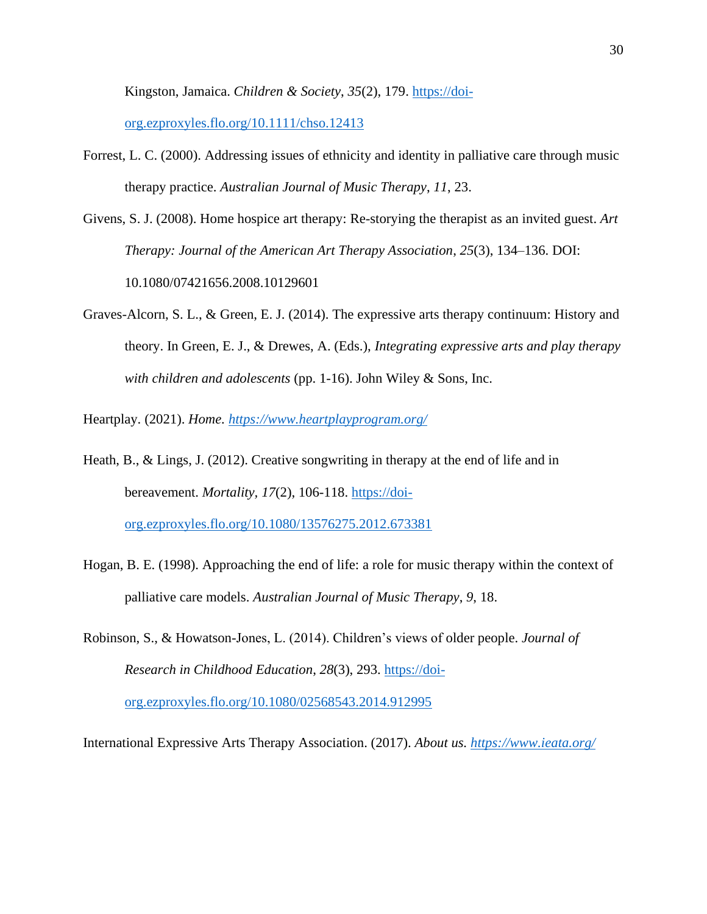Kingston, Jamaica. *Children & Society*, *35*(2), 179. https://doi-org.ezproxyles.flo.org/10.1111/chso.12413

Forrest, L. C. (2000). Addressing issues of ethnicity and identity in palliative care through music therapy practice. *Australian Journal of Music Therapy*, *11*, 23.

Givens, S. J. (2008). Home hospice art therapy: Re-storying the therapist as an invited guest. *Art Therapy: Journal of the American Art Therapy Association*, *25*(3), 134–136. DOI: 10.1080/07421656.2008.10129601

Graves-Alcorn, S. L., & Green, E. J. (2014). The expressive arts therapy continuum: History and theory. In Green, E. J., & Drewes, A. (Eds.), *Integrating expressive arts and play therapy with children and adolescents* (pp. 1-16). John Wiley & Sons, Inc.

Heartplay. (2021). *Home. https://www.heartplayprogram.org/*

Heath, B., & Lings, J. (2012). Creative songwriting in therapy at the end of life and in bereavement. *Mortality, 17*(2), 106-118. https://doi-org.ezproxyles.flo.org/10.1080/13576275.2012.673381

Hogan, B. E. (1998). Approaching the end of life: a role for music therapy within the context of palliative care models. *Australian Journal of Music Therapy*, *9*, 18.

Robinson, S., & Howatson-Jones, L. (2014). Children's views of older people. *Journal of Research in Childhood Education*, *28*(3), 293. https://doi-org.ezproxyles.flo.org/10.1080/02568543.2014.912995

International Expressive Arts Therapy Association. (2017). *About us. https://www.ieata.org/*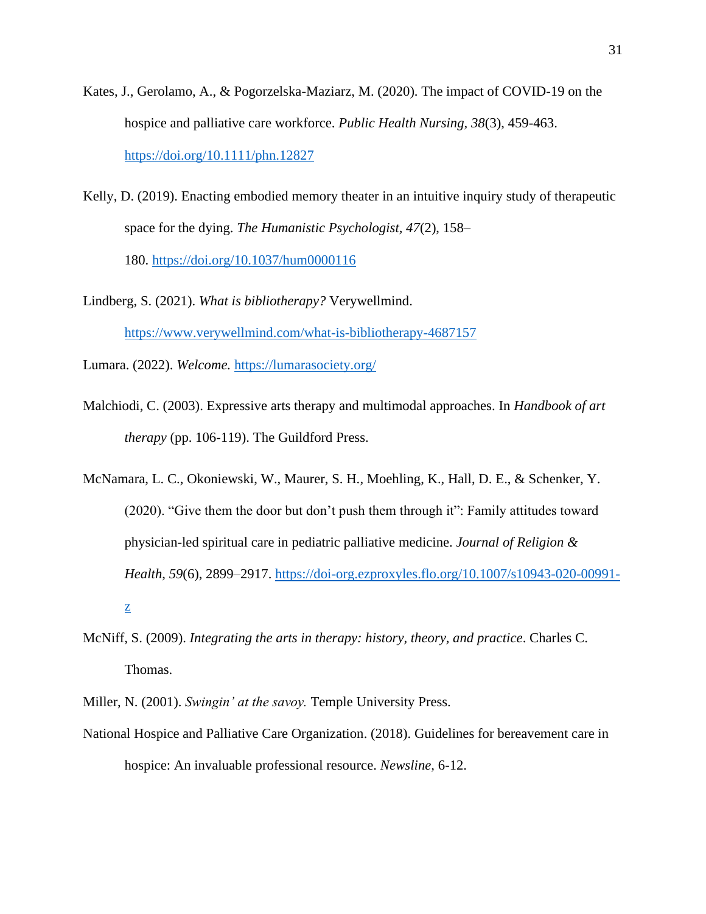Kates, J., Gerolamo, A., & Pogorzelska-Maziarz, M. (2020). The impact of COVID-19 on the hospice and palliative care workforce. *Public Health Nursing*, *38*(3), 459-463. https://doi.org/10.1111/phn.12827

Kelly, D. (2019). Enacting embodied memory theater in an intuitive inquiry study of therapeutic space for the dying. *The Humanistic Psychologist, 47*(2), 158–180. https://doi.org/10.1037/hum0000116

Lindberg, S. (2021). *What is bibliotherapy?* Verywellmind. https://www.verywellmind.com/what-is-bibliotherapy-4687157

Lumara. (2022). *Welcome.* https://lumarasociety.org/

Malchiodi, C. (2003). Expressive arts therapy and multimodal approaches. In *Handbook of art therapy* (pp. 106-119). The Guildford Press.

McNamara, L. C., Okoniewski, W., Maurer, S. H., Moehling, K., Hall, D. E., & Schenker, Y. (2020). "Give them the door but don't push them through it": Family attitudes toward physician-led spiritual care in pediatric palliative medicine. *Journal of Religion & Health*, *59*(6), 2899–2917. https://doi-org.ezproxyles.flo.org/10.1007/s10943-020-00991-z

McNiff, S. (2009). *Integrating the arts in therapy: history, theory, and practice*. Charles C. Thomas.

Miller, N. (2001). *Swingin' at the savoy.* Temple University Press.

National Hospice and Palliative Care Organization. (2018). Guidelines for bereavement care in hospice: An invaluable professional resource. *Newsline,* 6-12.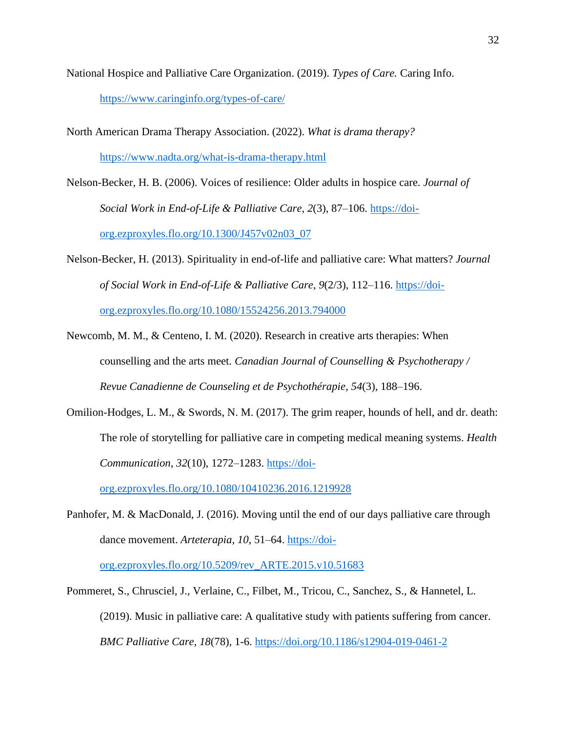National Hospice and Palliative Care Organization. (2019). *Types of Care.* Caring Info. https://www.caringinfo.org/types-of-care/

North American Drama Therapy Association. (2022). *What is drama therapy?* https://www.nadta.org/what-is-drama-therapy.html

Nelson-Becker, H. B. (2006). Voices of resilience: Older adults in hospice care. *Journal of Social Work in End-of-Life & Palliative Care*, *2*(3), 87–106. https://doi-org.ezproxyles.flo.org/10.1300/J457v02n03_07

Nelson-Becker, H. (2013). Spirituality in end-of-life and palliative care: What matters? *Journal of Social Work in End-of-Life & Palliative Care*, *9*(2/3), 112–116. https://doi-org.ezproxyles.flo.org/10.1080/15524256.2013.794000

Newcomb, M. M., & Centeno, I. M. (2020). Research in creative arts therapies: When counselling and the arts meet. *Canadian Journal of Counselling & Psychotherapy / Revue Canadienne de Counseling et de Psychothérapie*, *54*(3), 188–196.

Omilion-Hodges, L. M., & Swords, N. M. (2017). The grim reaper, hounds of hell, and dr. death: The role of storytelling for palliative care in competing medical meaning systems. *Health Communication*, *32*(10), 1272–1283. https://doi-org.ezproxyles.flo.org/10.1080/10410236.2016.1219928

Panhofer, M. & MacDonald, J. (2016). Moving until the end of our days palliative care through dance movement. *Arteterapia*, *10*, 51–64. https://doi-org.ezproxyles.flo.org/10.5209/rev_ARTE.2015.v10.51683

Pommeret, S., Chrusciel, J., Verlaine, C., Filbet, M., Tricou, C., Sanchez, S., & Hannetel, L. (2019). Music in palliative care: A qualitative study with patients suffering from cancer. *BMC Palliative Care*, *18*(78), 1-6. https://doi.org/10.1186/s12904-019-0461-2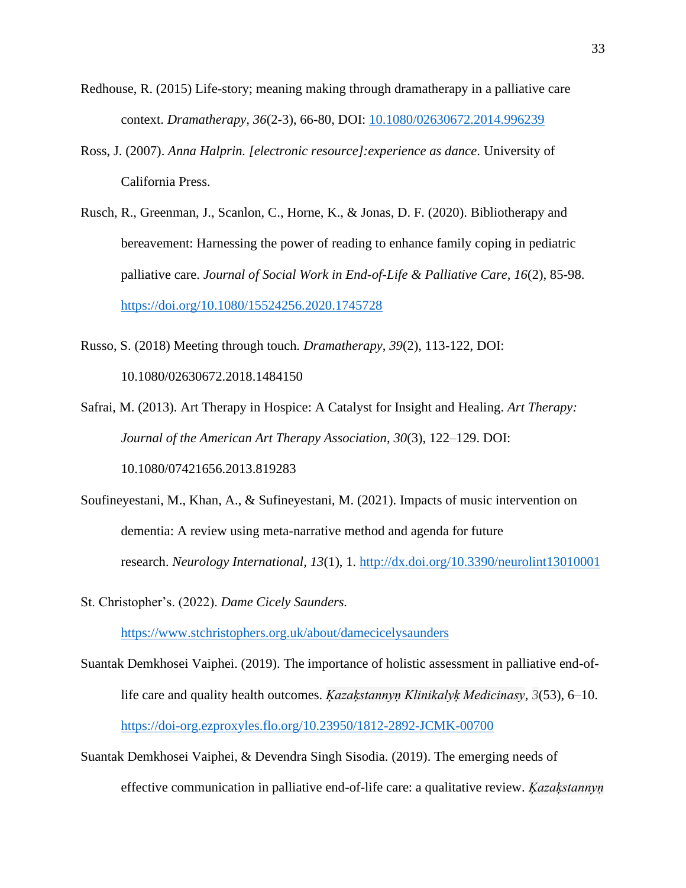Redhouse, R. (2015) Life-story; meaning making through dramatherapy in a palliative care context. *Dramatherapy, 36*(2-3), 66-80, DOI: 10.1080/02630672.2014.996239

Ross, J. (2007). *Anna Halprin. [electronic resource]:experience as dance*. University of California Press.

Rusch, R., Greenman, J., Scanlon, C., Horne, K., & Jonas, D. F. (2020). Bibliotherapy and bereavement: Harnessing the power of reading to enhance family coping in pediatric palliative care. *Journal of Social Work in End-of-Life & Palliative Care, 16*(2), 85-98. https://doi.org/10.1080/15524256.2020.1745728

Russo, S. (2018) Meeting through touch. *Dramatherapy*, *39*(2), 113-122, DOI: 10.1080/02630672.2018.1484150

Safrai, M. (2013). Art Therapy in Hospice: A Catalyst for Insight and Healing. *Art Therapy: Journal of the American Art Therapy Association*, *30*(3), 122–129. DOI: 10.1080/07421656.2013.819283

Soufineyestani, M., Khan, A., & Sufineyestani, M. (2021). Impacts of music intervention on dementia: A review using meta-narrative method and agenda for future research. *Neurology International*, *13*(1), 1. http://dx.doi.org/10.3390/neurolint13010001

St. Christopher's. (2022). *Dame Cicely Saunders.* https://www.stchristophers.org.uk/about/damecicelysaunders

Suantak Demkhosei Vaiphei. (2019). The importance of holistic assessment in palliative end-of-life care and quality health outcomes. *Ķazaķstannyņ Klinikalyķ Medicinasy*, *3*(53), 6–10. https://doi-org.ezproxyles.flo.org/10.23950/1812-2892-JCMK-00700

Suantak Demkhosei Vaiphei, & Devendra Singh Sisodia. (2019). The emerging needs of effective communication in palliative end-of-life care: a qualitative review. *Ķazaķstannyņ*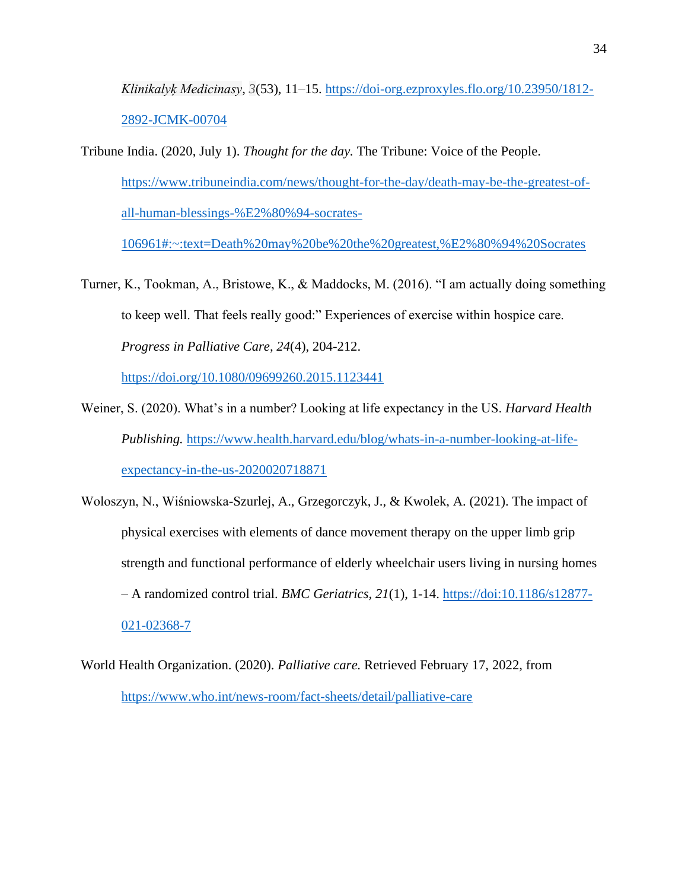*Klinikalyķ Medicinasy*, *3*(53), 11–15. https://doi-org.ezproxyles.flo.org/10.23950/1812-2892-JCMK-00704

Tribune India. (2020, July 1). *Thought for the day.* The Tribune: Voice of the People. https://www.tribuneindia.com/news/thought-for-the-day/death-may-be-the-greatest-of-all-human-blessings-%E2%80%94-socrates-106961#:~:text=Death%20may%20be%20the%20greatest,%E2%80%94%20Socrates

Turner, K., Tookman, A., Bristowe, K., & Maddocks, M. (2016). "I am actually doing something to keep well. That feels really good:" Experiences of exercise within hospice care. *Progress in Palliative Care, 24*(4), 204-212. https://doi.org/10.1080/09699260.2015.1123441

Weiner, S. (2020). What's in a number? Looking at life expectancy in the US. *Harvard Health Publishing.* https://www.health.harvard.edu/blog/whats-in-a-number-looking-at-life-expectancy-in-the-us-2020020718871

Woloszyn, N., Wiśniowska-Szurlej, A., Grzegorczyk, J., & Kwolek, A. (2021). The impact of physical exercises with elements of dance movement therapy on the upper limb grip strength and functional performance of elderly wheelchair users living in nursing homes – A randomized control trial. *BMC Geriatrics, 21*(1), 1-14. https://doi:10.1186/s12877-021-02368-7

World Health Organization. (2020). *Palliative care.* Retrieved February 17, 2022, from https://www.who.int/news-room/fact-sheets/detail/palliative-care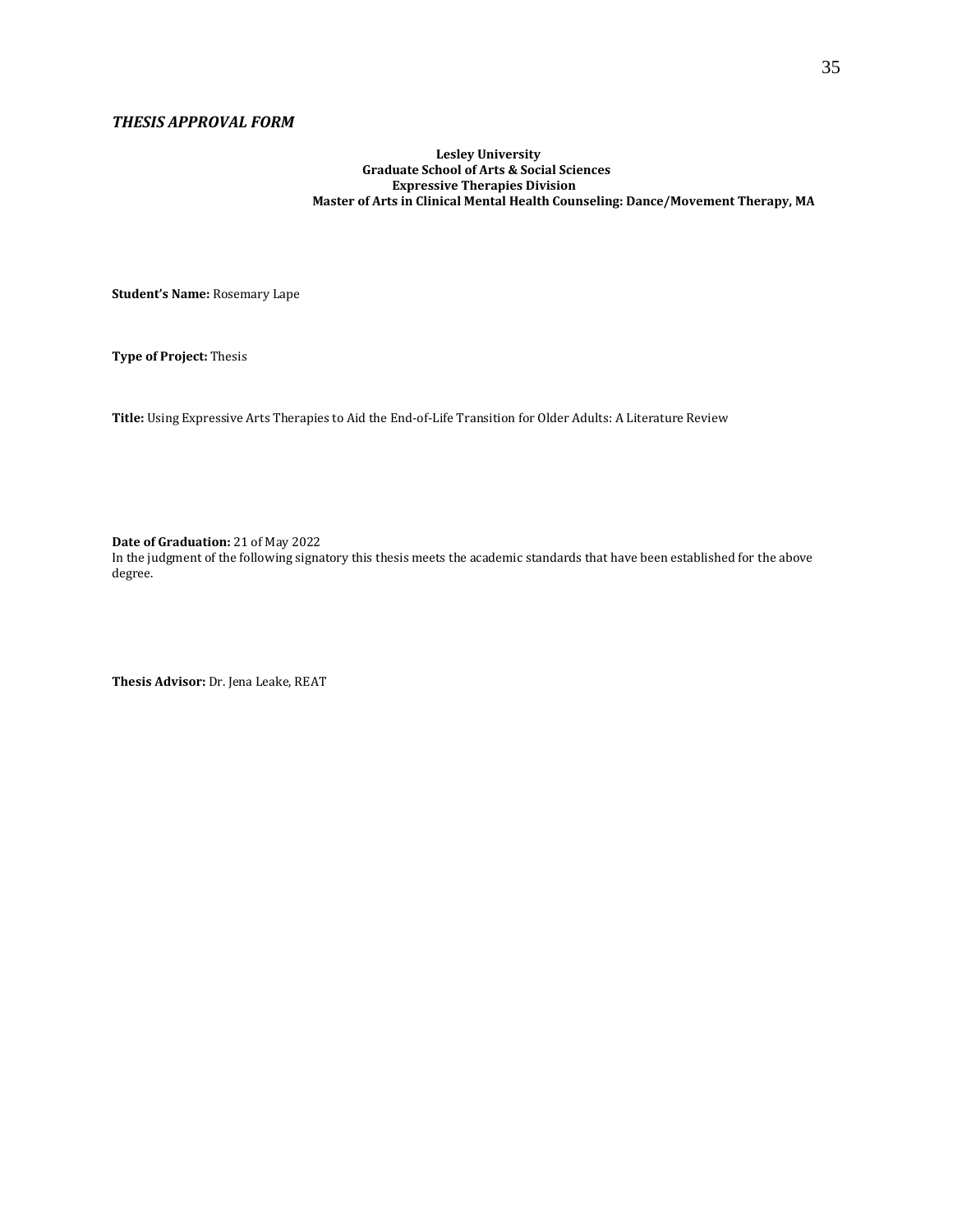***THESIS APPROVAL FORM***

**Lesley University**
**Graduate School of Arts & Social Sciences**
**Expressive Therapies Division**
**Master of Arts in Clinical Mental Health Counseling: Dance/Movement Therapy, MA**

**Student's Name:** Rosemary Lape

**Type of Project:** Thesis

**Title:** Using Expressive Arts Therapies to Aid the End-of-Life Transition for Older Adults: A Literature Review

**Date of Graduation:** 21 of May 2022
In the judgment of the following signatory this thesis meets the academic standards that have been established for the above degree.

**Thesis Advisor:** Dr. Jena Leake, REAT